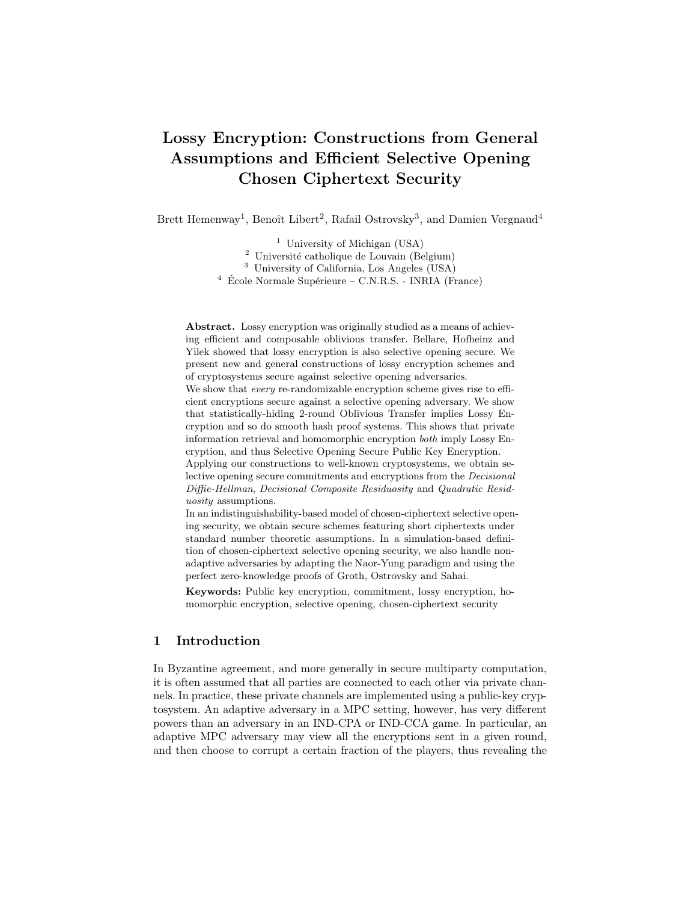# Lossy Encryption: Constructions from General Assumptions and Efficient Selective Opening Chosen Ciphertext Security

Brett Hemenway[1], Benoît Libert[2], Rafail Ostrovsky[3], and Damien Vergnaud[4]

[1] University of Michigan (USA)
[2] Université catholique de Louvain (Belgium)
[3] University of California, Los Angeles (USA)
[4] École Normale Supérieure – C.N.R.S. - INRIA (France)

**Abstract.** Lossy encryption was originally studied as a means of achieving efficient and composable oblivious transfer. Bellare, Hofheinz and Yilek showed that lossy encryption is also selective opening secure. We present new and general constructions of lossy encryption schemes and of cryptosystems secure against selective opening adversaries.

We show that *every* re-randomizable encryption scheme gives rise to efficient encryptions secure against a selective opening adversary. We show that statistically-hiding 2-round Oblivious Transfer implies Lossy Encryption and so do smooth hash proof systems. This shows that private information retrieval and homomorphic encryption *both* imply Lossy Encryption, and thus Selective Opening Secure Public Key Encryption.

Applying our constructions to well-known cryptosystems, we obtain selective opening secure commitments and encryptions from the *Decisional Diffie-Hellman*, *Decisional Composite Residuosity* and *Quadratic Residuosity* assumptions.

In an indistinguishability-based model of chosen-ciphertext selective opening security, we obtain secure schemes featuring short ciphertexts under standard number theoretic assumptions. In a simulation-based definition of chosen-ciphertext selective opening security, we also handle non-adaptive adversaries by adapting the Naor-Yung paradigm and using the perfect zero-knowledge proofs of Groth, Ostrovsky and Sahai.

**Keywords:** Public key encryption, commitment, lossy encryption, homomorphic encryption, selective opening, chosen-ciphertext security

## 1 Introduction

In Byzantine agreement, and more generally in secure multiparty computation, it is often assumed that all parties are connected to each other via private channels. In practice, these private channels are implemented using a public-key cryptosystem. An adaptive adversary in a MPC setting, however, has very different powers than an adversary in an IND-CPA or IND-CCA game. In particular, an adaptive MPC adversary may view all the encryptions sent in a given round, and then choose to corrupt a certain fraction of the players, thus revealing the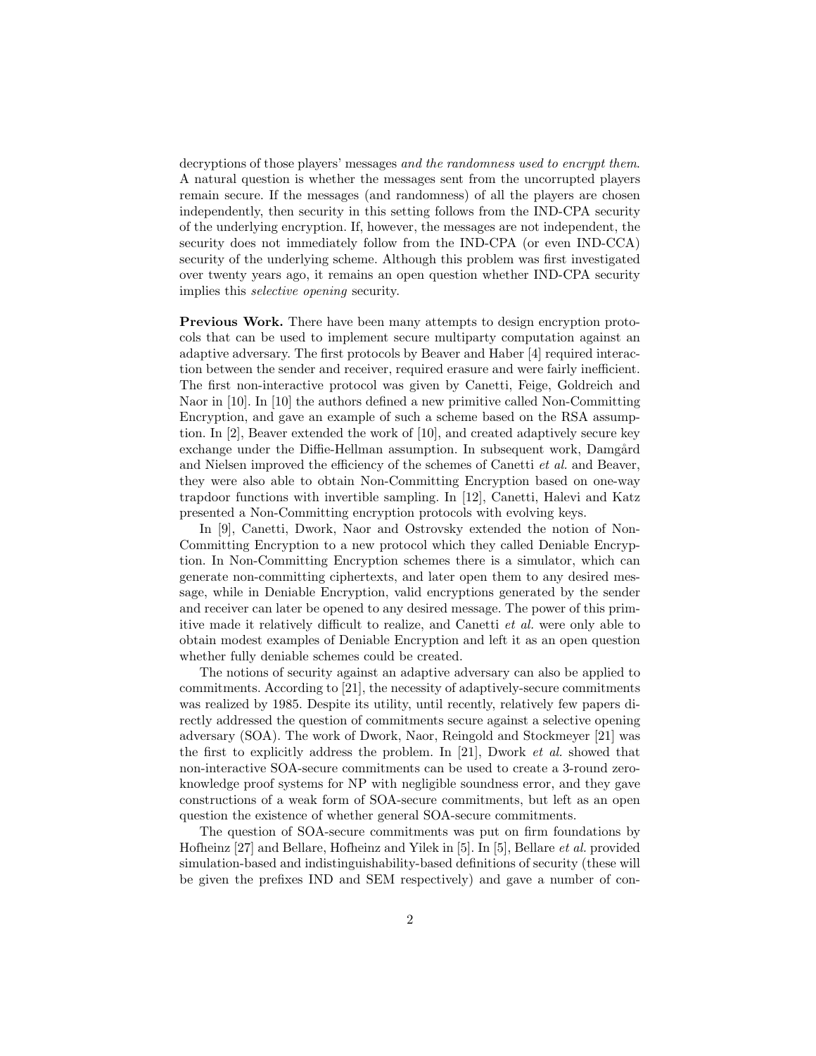decryptions of those players' messages *and the randomness used to encrypt them*. A natural question is whether the messages sent from the uncorrupted players remain secure. If the messages (and randomness) of all the players are chosen independently, then security in this setting follows from the IND-CPA security of the underlying encryption. If, however, the messages are not independent, the security does not immediately follow from the IND-CPA (or even IND-CCA) security of the underlying scheme. Although this problem was first investigated over twenty years ago, it remains an open question whether IND-CPA security implies this *selective opening* security.

**Previous Work.** There have been many attempts to design encryption protocols that can be used to implement secure multiparty computation against an adaptive adversary. The first protocols by Beaver and Haber [4] required interaction between the sender and receiver, required erasure and were fairly inefficient. The first non-interactive protocol was given by Canetti, Feige, Goldreich and Naor in [10]. In [10] the authors defined a new primitive called Non-Committing Encryption, and gave an example of such a scheme based on the RSA assumption. In [2], Beaver extended the work of [10], and created adaptively secure key exchange under the Diffie-Hellman assumption. In subsequent work, Damgård and Nielsen improved the efficiency of the schemes of Canetti *et al.* and Beaver, they were also able to obtain Non-Committing Encryption based on one-way trapdoor functions with invertible sampling. In [12], Canetti, Halevi and Katz presented a Non-Committing encryption protocols with evolving keys.

In [9], Canetti, Dwork, Naor and Ostrovsky extended the notion of Non-Committing Encryption to a new protocol which they called Deniable Encryption. In Non-Committing Encryption schemes there is a simulator, which can generate non-committing ciphertexts, and later open them to any desired message, while in Deniable Encryption, valid encryptions generated by the sender and receiver can later be opened to any desired message. The power of this primitive made it relatively difficult to realize, and Canetti *et al.* were only able to obtain modest examples of Deniable Encryption and left it as an open question whether fully deniable schemes could be created.

The notions of security against an adaptive adversary can also be applied to commitments. According to [21], the necessity of adaptively-secure commitments was realized by 1985. Despite its utility, until recently, relatively few papers directly addressed the question of commitments secure against a selective opening adversary (SOA). The work of Dwork, Naor, Reingold and Stockmeyer [21] was the first to explicitly address the problem. In [21], Dwork *et al.* showed that non-interactive SOA-secure commitments can be used to create a 3-round zero-knowledge proof systems for NP with negligible soundness error, and they gave constructions of a weak form of SOA-secure commitments, but left as an open question the existence of whether general SOA-secure commitments.

The question of SOA-secure commitments was put on firm foundations by Hofheinz [27] and Bellare, Hofheinz and Yilek in [5]. In [5], Bellare *et al.* provided simulation-based and indistinguishability-based definitions of security (these will be given the prefixes IND and SEM respectively) and gave a number of con-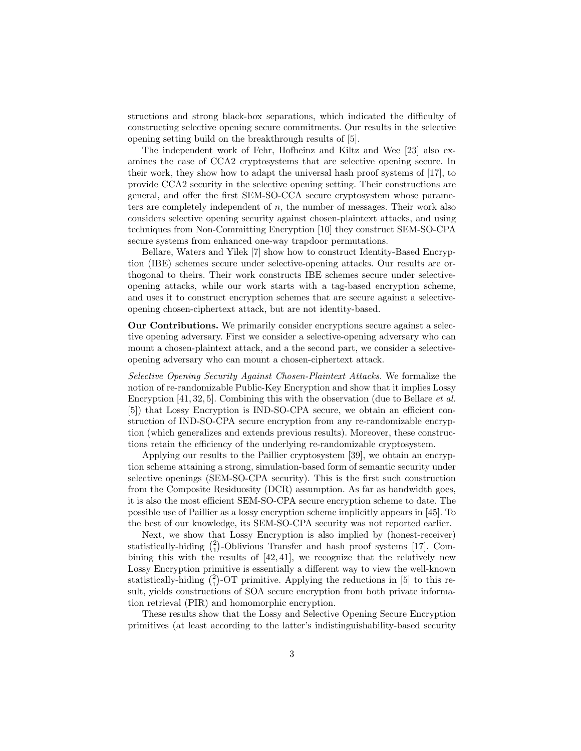structions and strong black-box separations, which indicated the difficulty of constructing selective opening secure commitments. Our results in the selective opening setting build on the breakthrough results of [5].

The independent work of Fehr, Hofheinz and Kiltz and Wee [23] also examines the case of CCA2 cryptosystems that are selective opening secure. In their work, they show how to adapt the universal hash proof systems of [17], to provide CCA2 security in the selective opening setting. Their constructions are general, and offer the first SEM-SO-CCA secure cryptosystem whose parameters are completely independent of $n$, the number of messages. Their work also considers selective opening security against chosen-plaintext attacks, and using techniques from Non-Committing Encryption [10] they construct SEM-SO-CPA secure systems from enhanced one-way trapdoor permutations.

Bellare, Waters and Yilek [7] show how to construct Identity-Based Encryption (IBE) schemes secure under selective-opening attacks. Our results are orthogonal to theirs. Their work constructs IBE schemes secure under selective-opening attacks, while our work starts with a tag-based encryption scheme, and uses it to construct encryption schemes that are secure against a selective-opening chosen-ciphertext attack, but are not identity-based.

**Our Contributions.** We primarily consider encryptions secure against a selective opening adversary. First we consider a selective-opening adversary who can mount a chosen-plaintext attack, and a the second part, we consider a selective-opening adversary who can mount a chosen-ciphertext attack.

*Selective Opening Security Against Chosen-Plaintext Attacks.* We formalize the notion of re-randomizable Public-Key Encryption and show that it implies Lossy Encryption [41, 32, 5]. Combining this with the observation (due to Bellare *et al.* [5]) that Lossy Encryption is IND-SO-CPA secure, we obtain an efficient construction of IND-SO-CPA secure encryption from any re-randomizable encryption (which generalizes and extends previous results). Moreover, these constructions retain the efficiency of the underlying re-randomizable cryptosystem.

Applying our results to the Paillier cryptosystem [39], we obtain an encryption scheme attaining a strong, simulation-based form of semantic security under selective openings (SEM-SO-CPA security). This is the first such construction from the Composite Residuosity (DCR) assumption. As far as bandwidth goes, it is also the most efficient SEM-SO-CPA secure encryption scheme to date. The possible use of Paillier as a lossy encryption scheme implicitly appears in [45]. To the best of our knowledge, its SEM-SO-CPA security was not reported earlier.

Next, we show that Lossy Encryption is also implied by (honest-receiver) statistically-hiding $\binom{2}{1}$-Oblivious Transfer and hash proof systems [17]. Combining this with the results of [42, 41], we recognize that the relatively new Lossy Encryption primitive is essentially a different way to view the well-known statistically-hiding $\binom{2}{1}$-OT primitive. Applying the reductions in [5] to this result, yields constructions of SOA secure encryption from both private information retrieval (PIR) and homomorphic encryption.

These results show that the Lossy and Selective Opening Secure Encryption primitives (at least according to the latter's indistinguishability-based security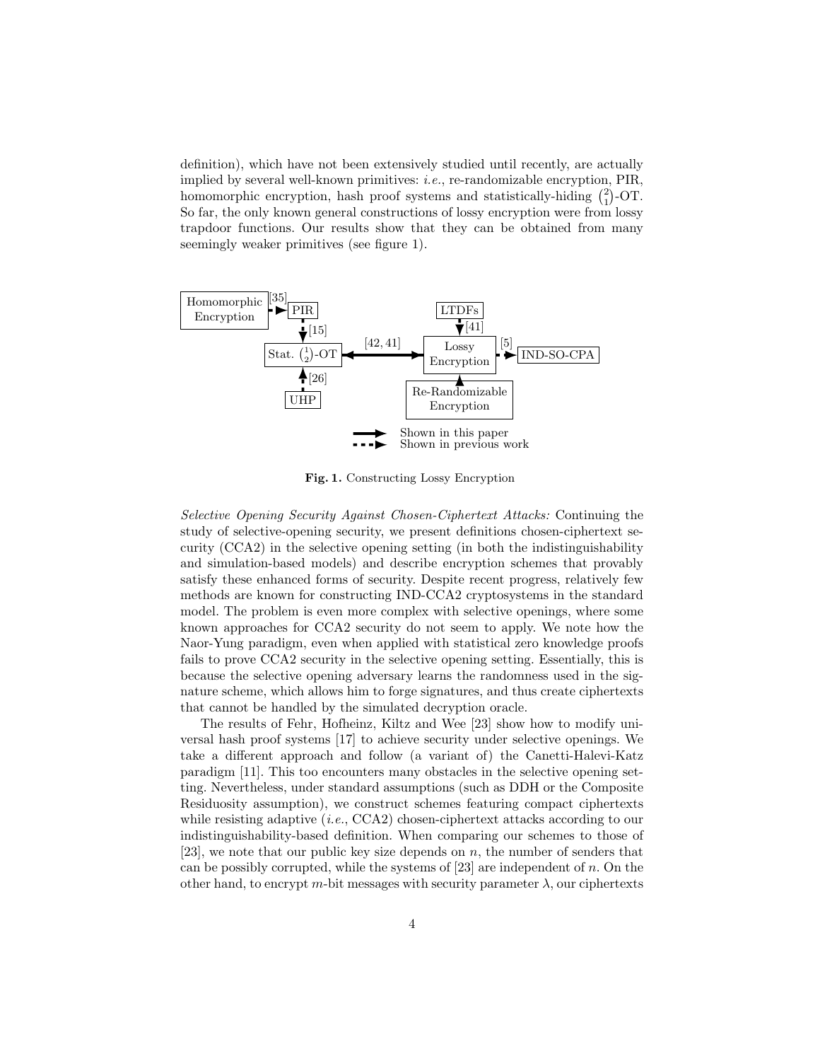definition), which have not been extensively studied until recently, are actually implied by several well-known primitives: *i.e.*, re-randomizable encryption, PIR, homomorphic encryption, hash proof systems and statistically-hiding $\binom{2}{1}$-OT. So far, the only known general constructions of lossy encryption were from lossy trapdoor functions. Our results show that they can be obtained from many seemingly weaker primitives (see figure 1).

**Fig. 1.** Constructing Lossy Encryption

*Selective Opening Security Against Chosen-Ciphertext Attacks:* Continuing the study of selective-opening security, we present definitions chosen-ciphertext security (CCA2) in the selective opening setting (in both the indistinguishability and simulation-based models) and describe encryption schemes that provably satisfy these enhanced forms of security. Despite recent progress, relatively few methods are known for constructing IND-CCA2 cryptosystems in the standard model. The problem is even more complex with selective openings, where some known approaches for CCA2 security do not seem to apply. We note how the Naor-Yung paradigm, even when applied with statistical zero knowledge proofs fails to prove CCA2 security in the selective opening setting. Essentially, this is because the selective opening adversary learns the randomness used in the signature scheme, which allows him to forge signatures, and thus create ciphertexts that cannot be handled by the simulated decryption oracle.

The results of Fehr, Hofheinz, Kiltz and Wee [23] show how to modify universal hash proof systems [17] to achieve security under selective openings. We take a different approach and follow (a variant of) the Canetti-Halevi-Katz paradigm [11]. This too encounters many obstacles in the selective opening setting. Nevertheless, under standard assumptions (such as DDH or the Composite Residuosity assumption), we construct schemes featuring compact ciphertexts while resisting adaptive (*i.e.*, CCA2) chosen-ciphertext attacks according to our indistinguishability-based definition. When comparing our schemes to those of [23], we note that our public key size depends on $n$, the number of senders that can be possibly corrupted, while the systems of [23] are independent of $n$. On the other hand, to encrypt $m$-bit messages with security parameter $\lambda$, our ciphertexts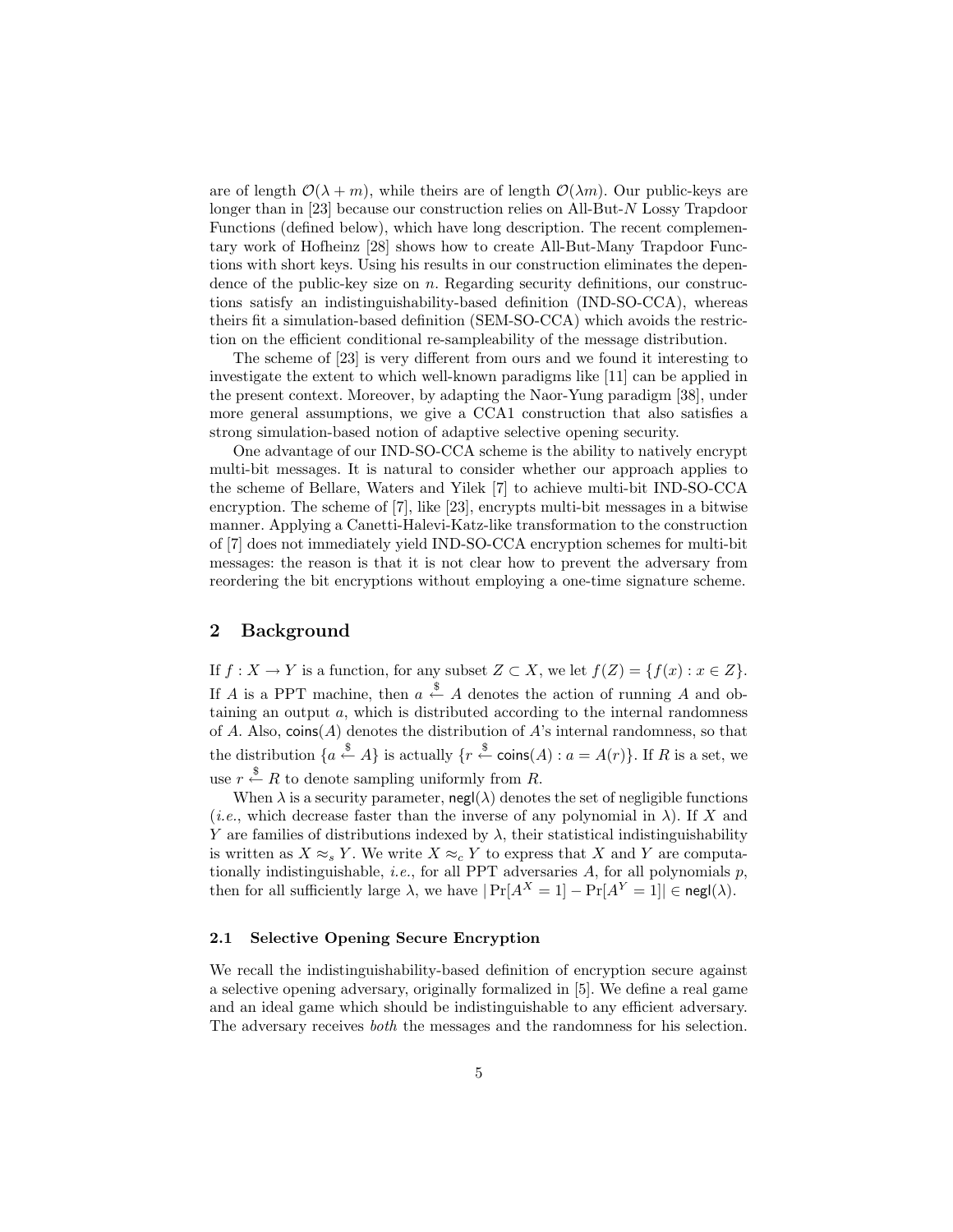are of length $\mathcal{O}(\lambda + m)$, while theirs are of length $\mathcal{O}(\lambda m)$. Our public-keys are longer than in [23] because our construction relies on All-But-$N$ Lossy Trapdoor Functions (defined below), which have long description. The recent complementary work of Hofheinz [28] shows how to create All-But-Many Trapdoor Functions with short keys. Using his results in our construction eliminates the dependence of the public-key size on $n$. Regarding security definitions, our constructions satisfy an indistinguishability-based definition (IND-SO-CCA), whereas theirs fit a simulation-based definition (SEM-SO-CCA) which avoids the restriction on the efficient conditional re-sampleability of the message distribution.

The scheme of [23] is very different from ours and we found it interesting to investigate the extent to which well-known paradigms like [11] can be applied in the present context. Moreover, by adapting the Naor-Yung paradigm [38], under more general assumptions, we give a CCA1 construction that also satisfies a strong simulation-based notion of adaptive selective opening security.

One advantage of our IND-SO-CCA scheme is the ability to natively encrypt multi-bit messages. It is natural to consider whether our approach applies to the scheme of Bellare, Waters and Yilek [7] to achieve multi-bit IND-SO-CCA encryption. The scheme of [7], like [23], encrypts multi-bit messages in a bitwise manner. Applying a Canetti-Halevi-Katz-like transformation to the construction of [7] does not immediately yield IND-SO-CCA encryption schemes for multi-bit messages: the reason is that it is not clear how to prevent the adversary from reordering the bit encryptions without employing a one-time signature scheme.

## 2 Background

If $f : X \to Y$ is a function, for any subset $Z \subset X$, we let $f(Z) = \{f(x) : x \in Z\}$. If $A$ is a PPT machine, then $a \stackrel{\$}{\leftarrow} A$ denotes the action of running $A$ and obtaining an output $a$, which is distributed according to the internal randomness of $A$. Also, $\mathsf{coins}(A)$ denotes the distribution of $A$'s internal randomness, so that the distribution $\{a \stackrel{\$}{\leftarrow} A\}$ is actually $\{r \stackrel{\$}{\leftarrow} \mathsf{coins}(A) : a = A(r)\}$. If $R$ is a set, we use $r \stackrel{\$}{\leftarrow} R$ to denote sampling uniformly from $R$.

When $\lambda$ is a security parameter, $\mathsf{negl}(\lambda)$ denotes the set of negligible functions (*i.e.*, which decrease faster than the inverse of any polynomial in $\lambda$). If $X$ and $Y$ are families of distributions indexed by $\lambda$, their statistical indistinguishability is written as $X \approx_s Y$. We write $X \approx_c Y$ to express that $X$ and $Y$ are computationally indistinguishable, *i.e.*, for all PPT adversaries $A$, for all polynomials $p$, then for all sufficiently large $\lambda$, we have $|\Pr[A^X = 1] - \Pr[A^Y = 1]| \in \mathsf{negl}(\lambda)$.

### 2.1 Selective Opening Secure Encryption

We recall the indistinguishability-based definition of encryption secure against a selective opening adversary, originally formalized in [5]. We define a real game and an ideal game which should be indistinguishable to any efficient adversary. The adversary receives *both* the messages and the randomness for his selection.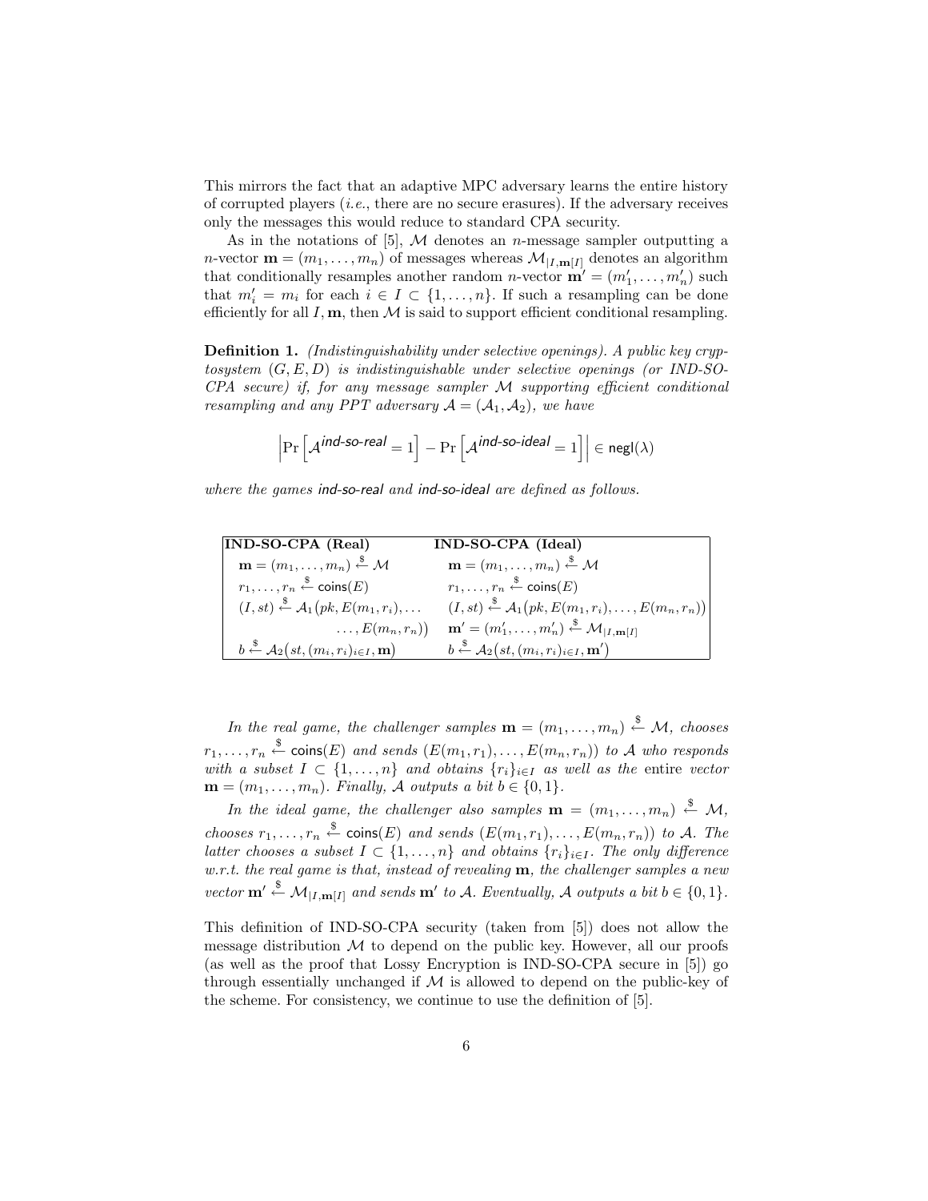This mirrors the fact that an adaptive MPC adversary learns the entire history of corrupted players (*i.e.*, there are no secure erasures). If the adversary receives only the messages this would reduce to standard CPA security.

As in the notations of [5], $\mathcal{M}$ denotes an $n$-message sampler outputting a $n$-vector $\mathbf{m} = (m_1, \ldots, m_n)$ of messages whereas $\mathcal{M}_{|I,\mathbf{m}[I]}$ denotes an algorithm that conditionally resamples another random $n$-vector $\mathbf{m}' = (m'_1, \ldots, m'_n)$ such that $m'_i = m_i$ for each $i \in I \subset \{1, \ldots, n\}$. If such a resampling can be done efficiently for all $I, \mathbf{m}$, then $\mathcal{M}$ is said to support efficient conditional resampling.

**Definition 1.** *(Indistinguishability under selective openings). A public key cryptosystem $(G, E, D)$ is indistinguishable under selective openings (or IND-SO-CPA secure) if, for any message sampler $\mathcal{M}$ supporting efficient conditional resampling and any PPT adversary $\mathcal{A} = (\mathcal{A}_1, \mathcal{A}_2)$, we have*

$$\left| \Pr\left[\mathcal{A}^{\textsf{ind-so-real}} = 1\right] - \Pr\left[\mathcal{A}^{\textsf{ind-so-ideal}} = 1\right] \right| \in \mathsf{negl}(\lambda)$$

*where the games* ind-so-real *and* ind-so-ideal *are defined as follows.*

| **IND-SO-CPA (Real)** | **IND-SO-CPA (Ideal)** |
|---|---|
| $\mathbf{m} = (m_1, \ldots, m_n) \overset{\$}{\leftarrow} \mathcal{M}$ | $\mathbf{m} = (m_1, \ldots, m_n) \overset{\$}{\leftarrow} \mathcal{M}$ |
| $r_1, \ldots, r_n \overset{\$}{\leftarrow} \mathsf{coins}(E)$ | $r_1, \ldots, r_n \overset{\$}{\leftarrow} \mathsf{coins}(E)$ |
| $(I, st) \overset{\$}{\leftarrow} \mathcal{A}_1\big(pk, E(m_1, r_i), \ldots$ $\ldots, E(m_n, r_n)\big)$ | $(I, st) \overset{\$}{\leftarrow} \mathcal{A}_1\big(pk, E(m_1, r_i), \ldots, E(m_n, r_n)\big)$ |
| | $\mathbf{m}' = (m'_1, \ldots, m'_n) \overset{\$}{\leftarrow} \mathcal{M}_{\vert I,\mathbf{m}[I]}$ |
| $b \overset{\$}{\leftarrow} \mathcal{A}_2\big(st, (m_i, r_i)_{i \in I}, \mathbf{m}\big)$ | $b \overset{\$}{\leftarrow} \mathcal{A}_2\big(st, (m_i, r_i)_{i \in I}, \mathbf{m}'\big)$ |

*In the real game, the challenger samples $\mathbf{m} = (m_1, \ldots, m_n) \overset{\$}{\leftarrow} \mathcal{M}$, chooses $r_1, \ldots, r_n \overset{\$}{\leftarrow} \mathsf{coins}(E)$ and sends $(E(m_1, r_1), \ldots, E(m_n, r_n))$ to $\mathcal{A}$ who responds with a subset $I \subset \{1, \ldots, n\}$ and obtains $\{r_i\}_{i \in I}$ as well as the* entire *vector $\mathbf{m} = (m_1, \ldots, m_n)$. Finally, $\mathcal{A}$ outputs a bit $b \in \{0, 1\}$.*

*In the ideal game, the challenger also samples $\mathbf{m} = (m_1, \ldots, m_n) \overset{\$}{\leftarrow} \mathcal{M}$, chooses $r_1, \ldots, r_n \overset{\$}{\leftarrow} \mathsf{coins}(E)$ and sends $(E(m_1, r_1), \ldots, E(m_n, r_n))$ to $\mathcal{A}$. The latter chooses a subset $I \subset \{1, \ldots, n\}$ and obtains $\{r_i\}_{i \in I}$. The only difference w.r.t. the real game is that, instead of revealing $\mathbf{m}$, the challenger samples a new vector $\mathbf{m}' \overset{\$}{\leftarrow} \mathcal{M}_{|I,\mathbf{m}[I]}$ and sends $\mathbf{m}'$ to $\mathcal{A}$. Eventually, $\mathcal{A}$ outputs a bit $b \in \{0, 1\}$.*

This definition of IND-SO-CPA security (taken from [5]) does not allow the message distribution $\mathcal{M}$ to depend on the public key. However, all our proofs (as well as the proof that Lossy Encryption is IND-SO-CPA secure in [5]) go through essentially unchanged if $\mathcal{M}$ is allowed to depend on the public-key of the scheme. For consistency, we continue to use the definition of [5].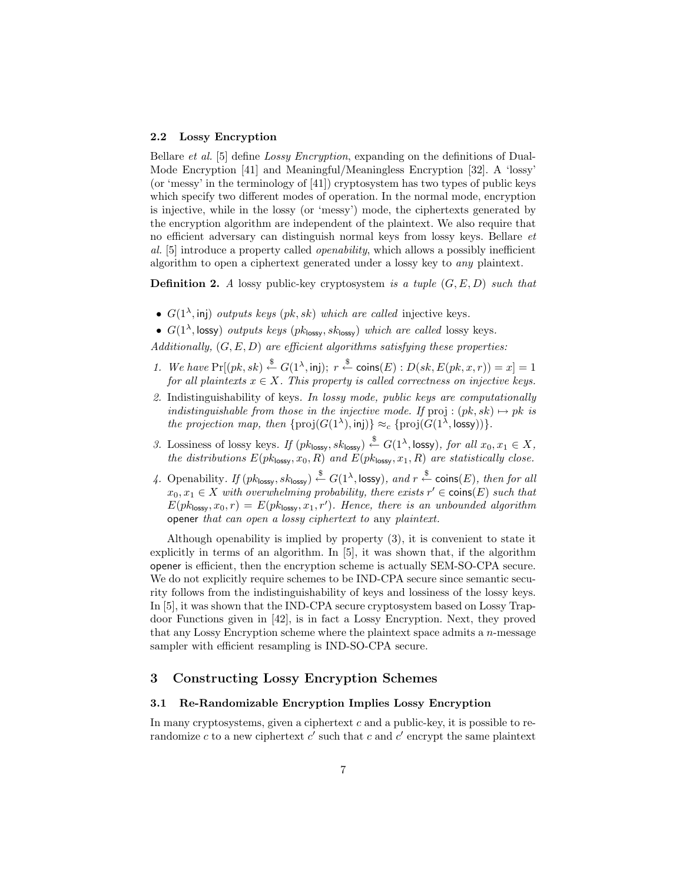### 2.2 Lossy Encryption

Bellare *et al.* [5] define *Lossy Encryption*, expanding on the definitions of Dual-Mode Encryption [41] and Meaningful/Meaningless Encryption [32]. A 'lossy' (or 'messy' in the terminology of [41]) cryptosystem has two types of public keys which specify two different modes of operation. In the normal mode, encryption is injective, while in the lossy (or 'messy') mode, the ciphertexts generated by the encryption algorithm are independent of the plaintext. We also require that no efficient adversary can distinguish normal keys from lossy keys. Bellare *et al.* [5] introduce a property called *openability*, which allows a possibly inefficient algorithm to open a ciphertext generated under a lossy key to *any* plaintext.

**Definition 2.** *A* lossy public-key cryptosystem *is a tuple* $(G, E, D)$ *such that*

- $G(1^\lambda, \mathsf{inj})$ *outputs keys* $(pk, sk)$ *which are called* injective keys.
- $G(1^\lambda, \mathsf{lossy})$ *outputs keys* $(pk_{\mathsf{lossy}}, sk_{\mathsf{lossy}})$ *which are called* lossy keys.

*Additionally,* $(G, E, D)$ *are efficient algorithms satisfying these properties:*

1. *We have* $\Pr[(pk, sk) \xleftarrow{\$} G(1^\lambda, \mathsf{inj});\ r \xleftarrow{\$} \mathsf{coins}(E) : D(sk, E(pk, x, r)) = x] = 1$ *for all plaintexts* $x \in X$*. This property is called correctness on injective keys.*
2. Indistinguishability of keys*. In lossy mode, public keys are computationally indistinguishable from those in the injective mode. If* $\mathrm{proj} : (pk, sk) \mapsto pk$ *is the projection map, then* $\{\mathrm{proj}(G(1^\lambda), \mathsf{inj})\} \approx_c \{\mathrm{proj}(G(1^\lambda, \mathsf{lossy}))\}$.
3. Lossiness of lossy keys*. If* $(pk_{\mathsf{lossy}}, sk_{\mathsf{lossy}}) \xleftarrow{\$} G(1^\lambda, \mathsf{lossy})$*, for all* $x_0, x_1 \in X$*, the distributions* $E(pk_{\mathsf{lossy}}, x_0, R)$ *and* $E(pk_{\mathsf{lossy}}, x_1, R)$ *are statistically close.*
4. Openability*. If* $(pk_{\mathsf{lossy}}, sk_{\mathsf{lossy}}) \xleftarrow{\$} G(1^\lambda, \mathsf{lossy})$*, and* $r \xleftarrow{\$} \mathsf{coins}(E)$*, then for all* $x_0, x_1 \in X$ *with overwhelming probability, there exists* $r' \in \mathsf{coins}(E)$ *such that* $E(pk_{\mathsf{lossy}}, x_0, r) = E(pk_{\mathsf{lossy}}, x_1, r')$*. Hence, there is an unbounded algorithm* $\mathsf{opener}$ *that can open a lossy ciphertext to* any *plaintext.*

Although openability is implied by property (3), it is convenient to state it explicitly in terms of an algorithm. In [5], it was shown that, if the algorithm $\mathsf{opener}$ is efficient, then the encryption scheme is actually SEM-SO-CPA secure. We do not explicitly require schemes to be IND-CPA secure since semantic security follows from the indistinguishability of keys and lossiness of the lossy keys. In [5], it was shown that the IND-CPA secure cryptosystem based on Lossy Trapdoor Functions given in [42], is in fact a Lossy Encryption. Next, they proved that any Lossy Encryption scheme where the plaintext space admits a $n$-message sampler with efficient resampling is IND-SO-CPA secure.

## 3 Constructing Lossy Encryption Schemes

### 3.1 Re-Randomizable Encryption Implies Lossy Encryption

In many cryptosystems, given a ciphertext $c$ and a public-key, it is possible to re-randomize $c$ to a new ciphertext $c'$ such that $c$ and $c'$ encrypt the same plaintext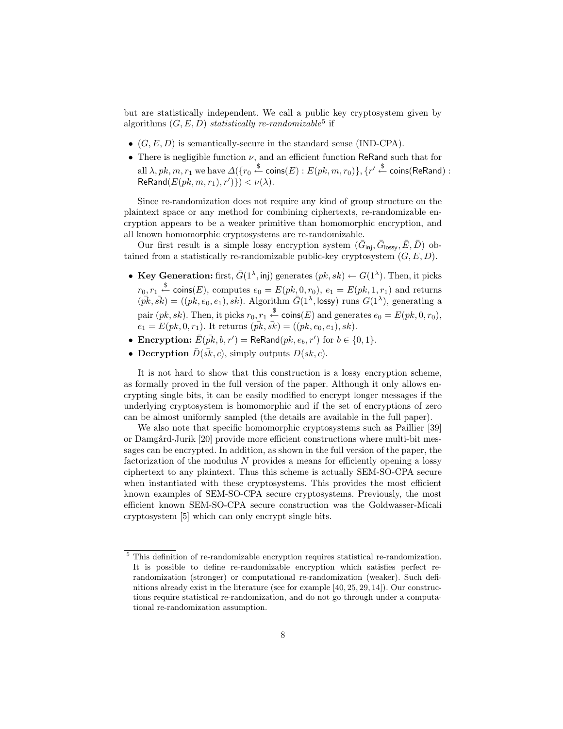but are statistically independent. We call a public key cryptosystem given by algorithms $(G, E, D)$ *statistically re-randomizable*[5] if

- $(G, E, D)$ is semantically-secure in the standard sense (IND-CPA).
- There is negligible function $\nu$, and an efficient function $\mathsf{ReRand}$ such that for all $\lambda, pk, m, r_1$ we have $\Delta(\{r_0 \xleftarrow{\$} \mathsf{coins}(E) : E(pk, m, r_0)\}, \{r' \xleftarrow{\$} \mathsf{coins}(\mathsf{ReRand}) : \mathsf{ReRand}(E(pk, m, r_1), r')\}) < \nu(\lambda)$.

Since re-randomization does not require any kind of group structure on the plaintext space or any method for combining ciphertexts, re-randomizable encryption appears to be a weaker primitive than homomorphic encryption, and all known homomorphic cryptosystems are re-randomizable.

Our first result is a simple lossy encryption system $(\bar{G}_{\mathsf{inj}}, \bar{G}_{\mathsf{lossy}}, \bar{E}, \bar{D})$ obtained from a statistically re-randomizable public-key cryptosystem $(G, E, D)$.

- **Key Generation:** first, $\bar{G}(1^\lambda, \mathsf{inj})$ generates $(pk, sk) \leftarrow G(1^\lambda)$. Then, it picks $r_0, r_1 \xleftarrow{\$} \mathsf{coins}(E)$, computes $e_0 = E(pk, 0, r_0)$, $e_1 = E(pk, 1, r_1)$ and returns $(\bar{pk}, \bar{sk}) = ((pk, e_0, e_1), sk)$. Algorithm $\bar{G}(1^\lambda, \mathsf{lossy})$ runs $G(1^\lambda)$, generating a pair $(pk, sk)$. Then, it picks $r_0, r_1 \xleftarrow{\$} \mathsf{coins}(E)$ and generates $e_0 = E(pk, 0, r_0)$, $e_1 = E(pk, 0, r_1)$. It returns $(\bar{pk}, \bar{sk}) = ((pk, e_0, e_1), sk)$.
- **Encryption:** $\bar{E}(\bar{pk}, b, r') = \mathsf{ReRand}(pk, e_b, r')$ for $b \in \{0, 1\}$.
- **Decryption** $\bar{D}(\bar{sk}, c)$, simply outputs $D(sk, c)$.

It is not hard to show that this construction is a lossy encryption scheme, as formally proved in the full version of the paper. Although it only allows encrypting single bits, it can be easily modified to encrypt longer messages if the underlying cryptosystem is homomorphic and if the set of encryptions of zero can be almost uniformly sampled (the details are available in the full paper).

We also note that specific homomorphic cryptosystems such as Paillier [39] or Damgård-Jurik [20] provide more efficient constructions where multi-bit messages can be encrypted. In addition, as shown in the full version of the paper, the factorization of the modulus $N$ provides a means for efficiently opening a lossy ciphertext to any plaintext. Thus this scheme is actually SEM-SO-CPA secure when instantiated with these cryptosystems. This provides the most efficient known examples of SEM-SO-CPA secure cryptosystems. Previously, the most efficient known SEM-SO-CPA secure construction was the Goldwasser-Micali cryptosystem [5] which can only encrypt single bits.

[5] This definition of re-randomizable encryption requires statistical re-randomization. It is possible to define re-randomizable encryption which satisfies perfect re-randomization (stronger) or computational re-randomization (weaker). Such definitions already exist in the literature (see for example [40, 25, 29, 14]). Our constructions require statistical re-randomization, and do not go through under a computational re-randomization assumption.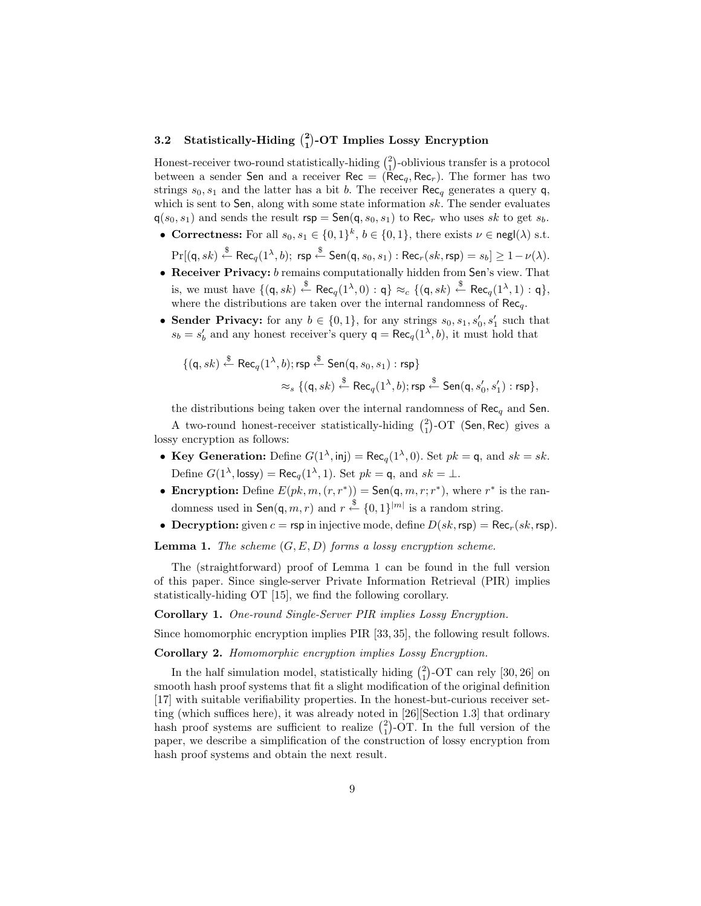### 3.2 Statistically-Hiding $\binom{2}{1}$-OT Implies Lossy Encryption

Honest-receiver two-round statistically-hiding $\binom{2}{1}$-oblivious transfer is a protocol between a sender $\mathsf{Sen}$ and a receiver $\mathsf{Rec} = (\mathsf{Rec}_q, \mathsf{Rec}_r)$. The former has two strings $s_0, s_1$ and the latter has a bit $b$. The receiver $\mathsf{Rec}_q$ generates a query $\mathsf{q}$, which is sent to $\mathsf{Sen}$, along with some state information $sk$. The sender evaluates $\mathsf{q}(s_0, s_1)$ and sends the result $\mathsf{rsp} = \mathsf{Sen}(\mathsf{q}, s_0, s_1)$ to $\mathsf{Rec}_r$ who uses $sk$ to get $s_b$.

- **Correctness:** For all $s_0, s_1 \in \{0,1\}^k$, $b \in \{0,1\}$, there exists $\nu \in \mathsf{negl}(\lambda)$ s.t. $\Pr[(\mathsf{q}, sk) \stackrel{\$}{\leftarrow} \mathsf{Rec}_q(1^\lambda, b);\ \mathsf{rsp} \stackrel{\$}{\leftarrow} \mathsf{Sen}(\mathsf{q}, s_0, s_1) : \mathsf{Rec}_r(sk, \mathsf{rsp}) = s_b] \geq 1 - \nu(\lambda)$.
- **Receiver Privacy:** $b$ remains computationally hidden from $\mathsf{Sen}$'s view. That is, we must have $\{(\mathsf{q}, sk) \stackrel{\$}{\leftarrow} \mathsf{Rec}_q(1^\lambda, 0) : \mathsf{q}\} \approx_c \{(\mathsf{q}, sk) \stackrel{\$}{\leftarrow} \mathsf{Rec}_q(1^\lambda, 1) : \mathsf{q}\}$, where the distributions are taken over the internal randomness of $\mathsf{Rec}_q$.
- **Sender Privacy:** for any $b \in \{0,1\}$, for any strings $s_0, s_1, s_0', s_1'$ such that $s_b = s_b'$ and any honest receiver's query $\mathsf{q} = \mathsf{Rec}_q(1^\lambda, b)$, it must hold that

$$\{(\mathsf{q}, sk) \stackrel{\$}{\leftarrow} \mathsf{Rec}_q(1^\lambda, b); \mathsf{rsp} \stackrel{\$}{\leftarrow} \mathsf{Sen}(\mathsf{q}, s_0, s_1) : \mathsf{rsp}\}$$
$$\approx_s \{(\mathsf{q}, sk) \stackrel{\$}{\leftarrow} \mathsf{Rec}_q(1^\lambda, b); \mathsf{rsp} \stackrel{\$}{\leftarrow} \mathsf{Sen}(\mathsf{q}, s_0', s_1') : \mathsf{rsp}\},$$

  the distributions being taken over the internal randomness of $\mathsf{Rec}_q$ and $\mathsf{Sen}$.

A two-round honest-receiver statistically-hiding $\binom{2}{1}$-OT $(\mathsf{Sen}, \mathsf{Rec})$ gives a lossy encryption as follows:

- **Key Generation:** Define $G(1^\lambda, \mathsf{inj}) = \mathsf{Rec}_q(1^\lambda, 0)$. Set $pk = \mathsf{q}$, and $sk = sk$. Define $G(1^\lambda, \mathsf{lossy}) = \mathsf{Rec}_q(1^\lambda, 1)$. Set $pk = \mathsf{q}$, and $sk = \perp$.
- **Encryption:** Define $E(pk, m, (r, r^*)) = \mathsf{Sen}(\mathsf{q}, m, r; r^*)$, where $r^*$ is the randomness used in $\mathsf{Sen}(\mathsf{q}, m, r)$ and $r \stackrel{\$}{\leftarrow} \{0,1\}^{|m|}$ is a random string.
- **Decryption:** given $c = \mathsf{rsp}$ in injective mode, define $D(sk, \mathsf{rsp}) = \mathsf{Rec}_r(sk, \mathsf{rsp})$.

**Lemma 1.** *The scheme $(G, E, D)$ forms a lossy encryption scheme.*

The (straightforward) proof of Lemma 1 can be found in the full version of this paper. Since single-server Private Information Retrieval (PIR) implies statistically-hiding OT [15], we find the following corollary.

**Corollary 1.** *One-round Single-Server PIR implies Lossy Encryption.*

Since homomorphic encryption implies PIR [33, 35], the following result follows.

**Corollary 2.** *Homomorphic encryption implies Lossy Encryption.*

In the half simulation model, statistically hiding $\binom{2}{1}$-OT can rely [30, 26] on smooth hash proof systems that fit a slight modification of the original definition [17] with suitable verifiability properties. In the honest-but-curious receiver setting (which suffices here), it was already noted in [26][Section 1.3] that ordinary hash proof systems are sufficient to realize $\binom{2}{1}$-OT. In the full version of the paper, we describe a simplification of the construction of lossy encryption from hash proof systems and obtain the next result.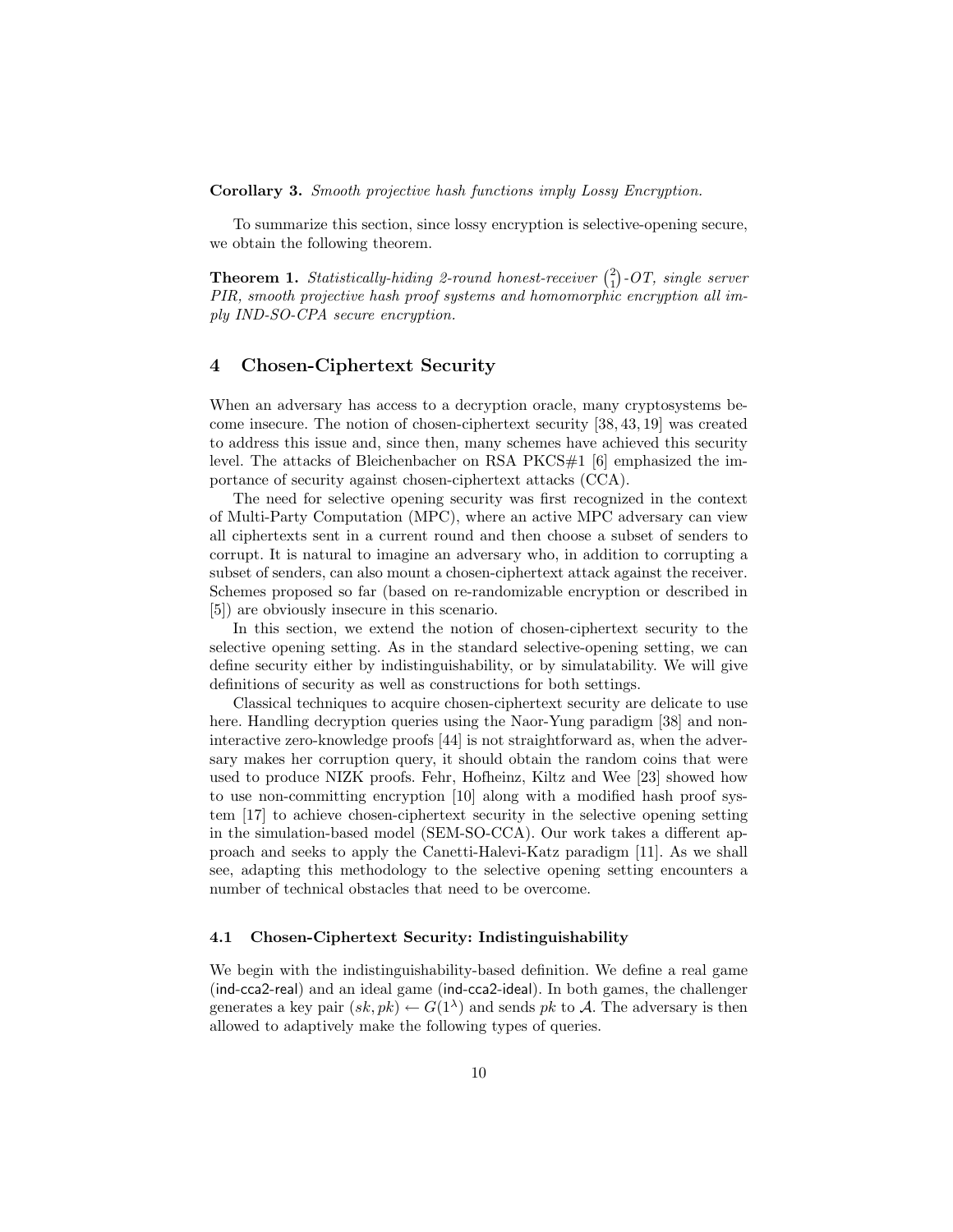**Corollary 3.** *Smooth projective hash functions imply Lossy Encryption.*

To summarize this section, since lossy encryption is selective-opening secure, we obtain the following theorem.

**Theorem 1.** *Statistically-hiding 2-round honest-receiver $\binom{2}{1}$-OT, single server PIR, smooth projective hash proof systems and homomorphic encryption all imply IND-SO-CPA secure encryption.*

## 4 Chosen-Ciphertext Security

When an adversary has access to a decryption oracle, many cryptosystems become insecure. The notion of chosen-ciphertext security [38, 43, 19] was created to address this issue and, since then, many schemes have achieved this security level. The attacks of Bleichenbacher on RSA PKCS#1 [6] emphasized the importance of security against chosen-ciphertext attacks (CCA).

The need for selective opening security was first recognized in the context of Multi-Party Computation (MPC), where an active MPC adversary can view all ciphertexts sent in a current round and then choose a subset of senders to corrupt. It is natural to imagine an adversary who, in addition to corrupting a subset of senders, can also mount a chosen-ciphertext attack against the receiver. Schemes proposed so far (based on re-randomizable encryption or described in [5]) are obviously insecure in this scenario.

In this section, we extend the notion of chosen-ciphertext security to the selective opening setting. As in the standard selective-opening setting, we can define security either by indistinguishability, or by simulatability. We will give definitions of security as well as constructions for both settings.

Classical techniques to acquire chosen-ciphertext security are delicate to use here. Handling decryption queries using the Naor-Yung paradigm [38] and non-interactive zero-knowledge proofs [44] is not straightforward as, when the adversary makes her corruption query, it should obtain the random coins that were used to produce NIZK proofs. Fehr, Hofheinz, Kiltz and Wee [23] showed how to use non-committing encryption [10] along with a modified hash proof system [17] to achieve chosen-ciphertext security in the selective opening setting in the simulation-based model (SEM-SO-CCA). Our work takes a different approach and seeks to apply the Canetti-Halevi-Katz paradigm [11]. As we shall see, adapting this methodology to the selective opening setting encounters a number of technical obstacles that need to be overcome.

### 4.1 Chosen-Ciphertext Security: Indistinguishability

We begin with the indistinguishability-based definition. We define a real game (ind-cca2-real) and an ideal game (ind-cca2-ideal). In both games, the challenger generates a key pair $(sk, pk) \leftarrow G(1^\lambda)$ and sends $pk$ to $\mathcal{A}$. The adversary is then allowed to adaptively make the following types of queries.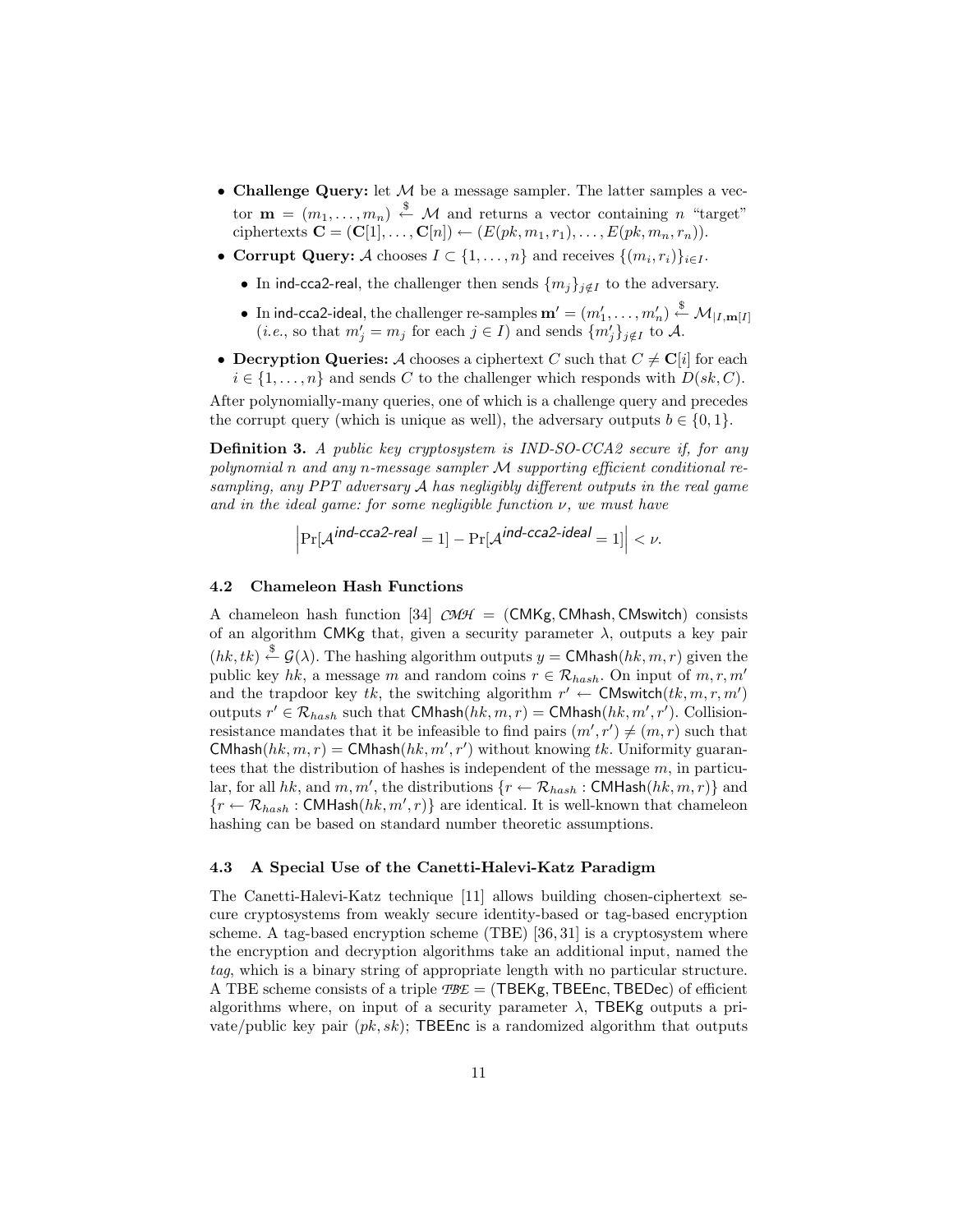- **Challenge Query:** let $\mathcal{M}$ be a message sampler. The latter samples a vector $\mathbf{m} = (m_1, \ldots, m_n) \stackrel{\$}{\leftarrow} \mathcal{M}$ and returns a vector containing $n$ "target" ciphertexts $\mathbf{C} = (\mathbf{C}[1], \ldots, \mathbf{C}[n]) \leftarrow (E(pk, m_1, r_1), \ldots, E(pk, m_n, r_n))$.
- **Corrupt Query:** $\mathcal{A}$ chooses $I \subset \{1, \ldots, n\}$ and receives $\{(m_i, r_i)\}_{i \in I}$.
  - In ind-cca2-real, the challenger then sends $\{m_j\}_{j \notin I}$ to the adversary.
  - In ind-cca2-ideal, the challenger re-samples $\mathbf{m}' = (m'_1, \ldots, m'_n) \stackrel{\$}{\leftarrow} \mathcal{M}_{|I, \mathbf{m}[I]}$ (*i.e.*, so that $m'_j = m_j$ for each $j \in I$) and sends $\{m'_j\}_{j \notin I}$ to $\mathcal{A}$.
- **Decryption Queries:** $\mathcal{A}$ chooses a ciphertext $C$ such that $C \neq \mathbf{C}[i]$ for each $i \in \{1, \ldots, n\}$ and sends $C$ to the challenger which responds with $D(sk, C)$.

After polynomially-many queries, one of which is a challenge query and precedes the corrupt query (which is unique as well), the adversary outputs $b \in \{0, 1\}$.

**Definition 3.** *A public key cryptosystem is IND-SO-CCA2 secure if, for any polynomial n and any n-message sampler $\mathcal{M}$ supporting efficient conditional re-sampling, any PPT adversary $\mathcal{A}$ has negligibly different outputs in the real game and in the ideal game: for some negligible function $\nu$, we must have*

$$\left| \Pr[\mathcal{A}^{\textsf{ind-cca2-real}} = 1] - \Pr[\mathcal{A}^{\textsf{ind-cca2-ideal}} = 1] \right| < \nu.$$

### 4.2 Chameleon Hash Functions

A chameleon hash function [34] $\mathcal{CMH} = (\mathsf{CMKg}, \mathsf{CMhash}, \mathsf{CMswitch})$ consists of an algorithm $\mathsf{CMKg}$ that, given a security parameter $\lambda$, outputs a key pair $(hk, tk) \stackrel{\$}{\leftarrow} \mathcal{G}(\lambda)$. The hashing algorithm outputs $y = \mathsf{CMhash}(hk, m, r)$ given the public key $hk$, a message $m$ and random coins $r \in \mathcal{R}_{hash}$. On input of $m, r, m'$ and the trapdoor key $tk$, the switching algorithm $r' \leftarrow \mathsf{CMswitch}(tk, m, r, m')$ outputs $r' \in \mathcal{R}_{hash}$ such that $\mathsf{CMhash}(hk, m, r) = \mathsf{CMhash}(hk, m', r')$. Collision-resistance mandates that it be infeasible to find pairs $(m', r') \neq (m, r)$ such that $\mathsf{CMhash}(hk, m, r) = \mathsf{CMhash}(hk, m', r')$ without knowing $tk$. Uniformity guarantees that the distribution of hashes is independent of the message $m$, in particular, for all $hk$, and $m, m'$, the distributions $\{r \leftarrow \mathcal{R}_{hash} : \mathsf{CMHash}(hk, m, r)\}$ and $\{r \leftarrow \mathcal{R}_{hash} : \mathsf{CMHash}(hk, m', r)\}$ are identical. It is well-known that chameleon hashing can be based on standard number theoretic assumptions.

### 4.3 A Special Use of the Canetti-Halevi-Katz Paradigm

The Canetti-Halevi-Katz technique [11] allows building chosen-ciphertext secure cryptosystems from weakly secure identity-based or tag-based encryption scheme. A tag-based encryption scheme (TBE) [36, 31] is a cryptosystem where the encryption and decryption algorithms take an additional input, named the *tag*, which is a binary string of appropriate length with no particular structure. A TBE scheme consists of a triple $\mathcal{TBE} = (\mathsf{TBEKg}, \mathsf{TBEEnc}, \mathsf{TBEDec})$ of efficient algorithms where, on input of a security parameter $\lambda$, $\mathsf{TBEKg}$ outputs a private/public key pair $(pk, sk)$; $\mathsf{TBEEnc}$ is a randomized algorithm that outputs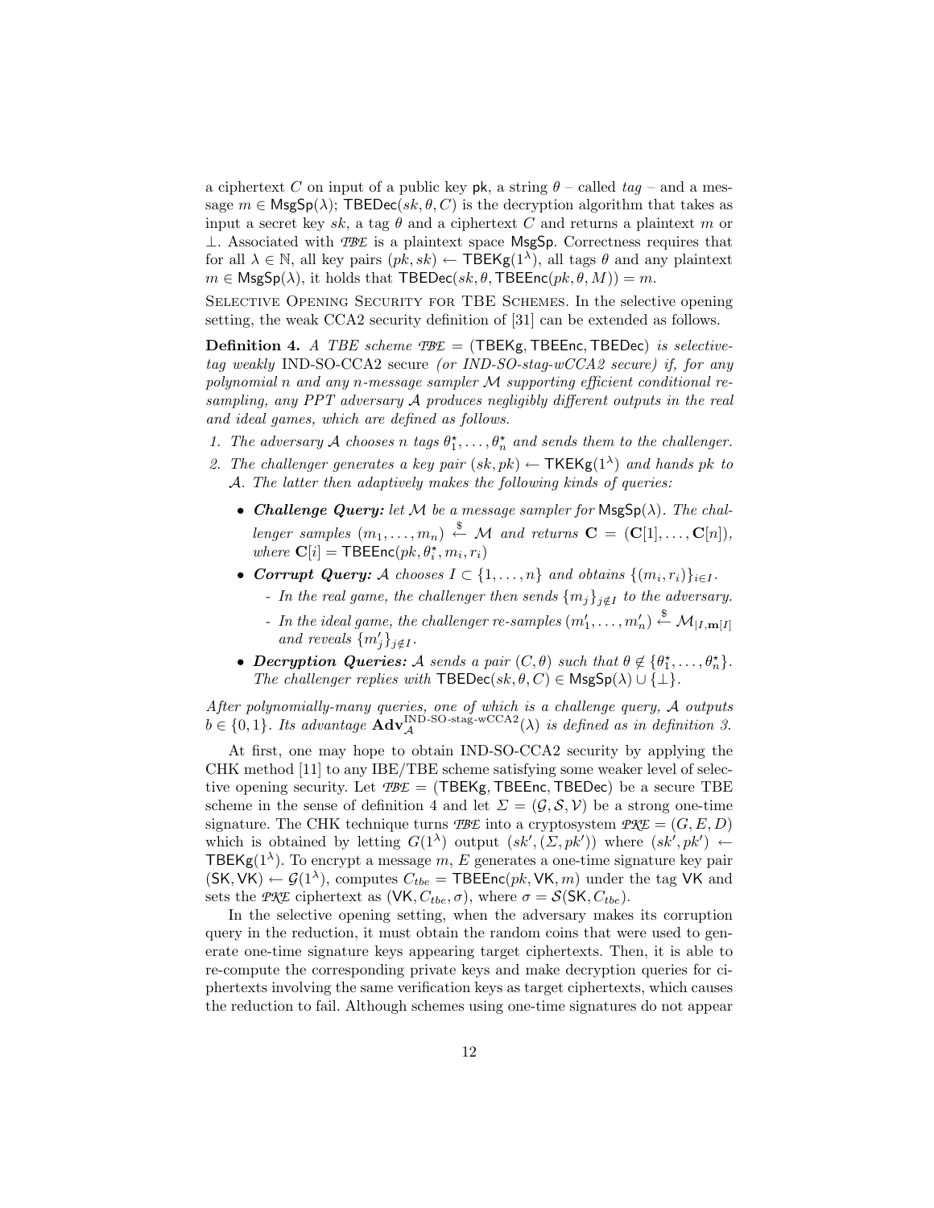a ciphertext $C$ on input of a public key $\mathsf{pk}$, a string $\theta$ – called *tag* – and a message $m \in \mathsf{MsgSp}(\lambda)$; $\mathsf{TBEDec}(sk, \theta, C)$ is the decryption algorithm that takes as input a secret key $sk$, a tag $\theta$ and a ciphertext $C$ and returns a plaintext $m$ or $\perp$. Associated with $\mathcal{TBE}$ is a plaintext space $\mathsf{MsgSp}$. Correctness requires that for all $\lambda \in \mathbb{N}$, all key pairs $(pk, sk) \leftarrow \mathsf{TBEKg}(1^\lambda)$, all tags $\theta$ and any plaintext $m \in \mathsf{MsgSp}(\lambda)$, it holds that $\mathsf{TBEDec}(sk, \theta, \mathsf{TBEEnc}(pk, \theta, M)) = m$.

Selective Opening Security for TBE Schemes. In the selective opening setting, the weak CCA2 security definition of [31] can be extended as follows.

**Definition 4.** *A TBE scheme $\mathcal{TBE} = (\mathsf{TBEKg}, \mathsf{TBEEnc}, \mathsf{TBEDec})$ is selective-tag weakly* IND-SO-CCA2 secure *(or IND-SO-stag-wCCA2 secure) if, for any polynomial $n$ and any $n$-message sampler $\mathcal{M}$ supporting efficient conditional re-sampling, any PPT adversary $\mathcal{A}$ produces negligibly different outputs in the real and ideal games, which are defined as follows.*

1. *The adversary $\mathcal{A}$ chooses $n$ tags $\theta_1^\star, \ldots, \theta_n^\star$ and sends them to the challenger.*
2. *The challenger generates a key pair $(sk, pk) \leftarrow \mathsf{TKEKg}(1^\lambda)$ and hands $pk$ to $\mathcal{A}$. The latter then adaptively makes the following kinds of queries:*
   - ***Challenge Query:*** *let $\mathcal{M}$ be a message sampler for $\mathsf{MsgSp}(\lambda)$. The challenger samples $(m_1, \ldots, m_n) \stackrel{\$}{\leftarrow} \mathcal{M}$ and returns $\mathbf{C} = (\mathbf{C}[1], \ldots, \mathbf{C}[n])$, where $\mathbf{C}[i] = \mathsf{TBEEnc}(pk, \theta_i^\star, m_i, r_i)$*
   - ***Corrupt Query:*** *$\mathcal{A}$ chooses $I \subset \{1, \ldots, n\}$ and obtains $\{(m_i, r_i)\}_{i \in I}$.*
     - *In the real game, the challenger then sends $\{m_j\}_{j \notin I}$ to the adversary.*
     - *In the ideal game, the challenger re-samples $(m_1', \ldots, m_n') \stackrel{\$}{\leftarrow} \mathcal{M}_{|I, \mathbf{m}[I]}$ and reveals $\{m_j'\}_{j \notin I}$.*
   - ***Decryption Queries:*** *$\mathcal{A}$ sends a pair $(C, \theta)$ such that $\theta \notin \{\theta_1^\star, \ldots, \theta_n^\star\}$. The challenger replies with $\mathsf{TBEDec}(sk, \theta, C) \in \mathsf{MsgSp}(\lambda) \cup \{\perp\}$.*

*After polynomially-many queries, one of which is a challenge query, $\mathcal{A}$ outputs $b \in \{0, 1\}$. Its advantage $\mathbf{Adv}_{\mathcal{A}}^{\text{IND-SO-stag-wCCA2}}(\lambda)$ is defined as in definition 3.*

At first, one may hope to obtain IND-SO-CCA2 security by applying the CHK method [11] to any IBE/TBE scheme satisfying some weaker level of selective opening security. Let $\mathcal{TBE} = (\mathsf{TBEKg}, \mathsf{TBEEnc}, \mathsf{TBEDec})$ be a secure TBE scheme in the sense of definition 4 and let $\Sigma = (\mathcal{G}, \mathcal{S}, \mathcal{V})$ be a strong one-time signature. The CHK technique turns $\mathcal{TBE}$ into a cryptosystem $\mathcal{PKE} = (G, E, D)$ which is obtained by letting $G(1^\lambda)$ output $(sk', (\Sigma, pk'))$ where $(sk', pk') \leftarrow \mathsf{TBEKg}(1^\lambda)$. To encrypt a message $m$, $E$ generates a one-time signature key pair $(\mathsf{SK}, \mathsf{VK}) \leftarrow \mathcal{G}(1^\lambda)$, computes $C_{tbe} = \mathsf{TBEEnc}(pk, \mathsf{VK}, m)$ under the tag $\mathsf{VK}$ and sets the $\mathcal{PKE}$ ciphertext as $(\mathsf{VK}, C_{tbe}, \sigma)$, where $\sigma = \mathcal{S}(\mathsf{SK}, C_{tbe})$.

In the selective opening setting, when the adversary makes its corruption query in the reduction, it must obtain the random coins that were used to generate one-time signature keys appearing target ciphertexts. Then, it is able to re-compute the corresponding private keys and make decryption queries for ciphertexts involving the same verification keys as target ciphertexts, which causes the reduction to fail. Although schemes using one-time signatures do not appear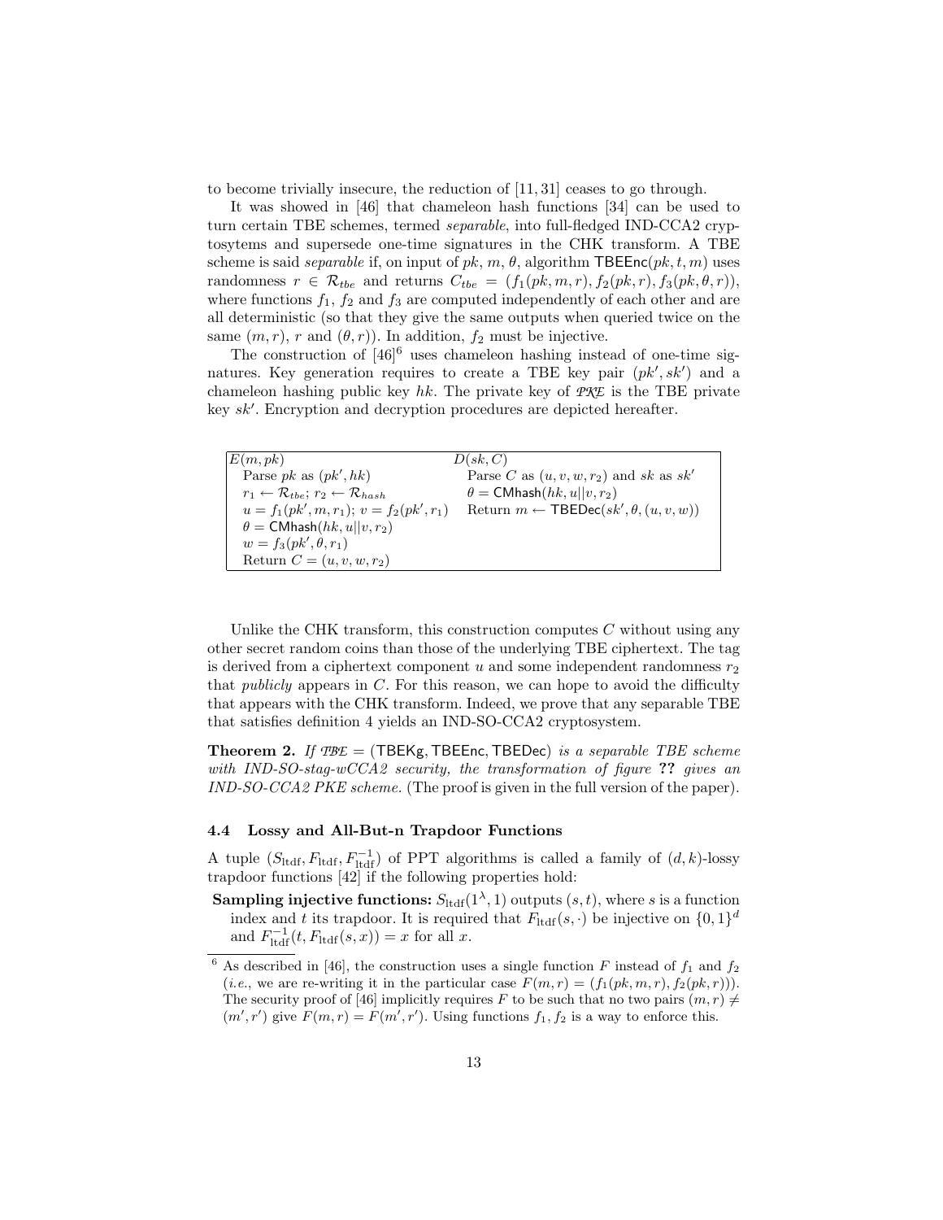to become trivially insecure, the reduction of [11, 31] ceases to go through.

It was showed in [46] that chameleon hash functions [34] can be used to turn certain TBE schemes, termed *separable*, into full-fledged IND-CCA2 cryptosytems and supersede one-time signatures in the CHK transform. A TBE scheme is said *separable* if, on input of $pk$, $m$, $\theta$, algorithm $\mathsf{TBEEnc}(pk, t, m)$ uses randomness $r \in \mathcal{R}_{tbe}$ and returns $C_{tbe} = (f_1(pk, m, r), f_2(pk, r), f_3(pk, \theta, r))$, where functions $f_1$, $f_2$ and $f_3$ are computed independently of each other and are all deterministic (so that they give the same outputs when queried twice on the same $(m, r)$, $r$ and $(\theta, r)$). In addition, $f_2$ must be injective.

The construction of [46][6] uses chameleon hashing instead of one-time signatures. Key generation requires to create a TBE key pair $(pk', sk')$ and a chameleon hashing public key $hk$. The private key of $\mathcal{PKE}$ is the TBE private key $sk'$. Encryption and decryption procedures are depicted hereafter.

| $E(m, pk)$ | $D(sk, C)$ |
|---|---|
| Parse $pk$ as $(pk', hk)$ | Parse $C$ as $(u, v, w, r_2)$ and $sk$ as $sk'$ |
| $r_1 \leftarrow \mathcal{R}_{tbe}$; $r_2 \leftarrow \mathcal{R}_{hash}$ | $\theta = \mathsf{CMhash}(hk, u\|\|v, r_2)$ |
| $u = f_1(pk', m, r_1)$; $v = f_2(pk', r_1)$ | Return $m \leftarrow \mathsf{TBEDec}(sk', \theta, (u, v, w))$ |
| $\theta = \mathsf{CMhash}(hk, u\|\|v, r_2)$ | |
| $w = f_3(pk', \theta, r_1)$ | |
| Return $C = (u, v, w, r_2)$ | |

Unlike the CHK transform, this construction computes $C$ without using any other secret random coins than those of the underlying TBE ciphertext. The tag is derived from a ciphertext component $u$ and some independent randomness $r_2$ that *publicly* appears in $C$. For this reason, we can hope to avoid the difficulty that appears with the CHK transform. Indeed, we prove that any separable TBE that satisfies definition 4 yields an IND-SO-CCA2 cryptosystem.

**Theorem 2.** *If $\mathcal{TBE} = (\mathsf{TBEKg}, \mathsf{TBEEnc}, \mathsf{TBEDec})$ is a separable TBE scheme with IND-SO-stag-wCCA2 security, the transformation of figure* **??** *gives an IND-SO-CCA2 PKE scheme.* (The proof is given in the full version of the paper).

### 4.4 Lossy and All-But-n Trapdoor Functions

A tuple $(S_{\text{ltdf}}, F_{\text{ltdf}}, F_{\text{ltdf}}^{-1})$ of PPT algorithms is called a family of $(d, k)$-lossy trapdoor functions [42] if the following properties hold:

**Sampling injective functions:** $S_{\text{ltdf}}(1^\lambda, 1)$ outputs $(s, t)$, where $s$ is a function index and $t$ its trapdoor. It is required that $F_{\text{ltdf}}(s, \cdot)$ be injective on $\{0, 1\}^d$ and $F_{\text{ltdf}}^{-1}(t, F_{\text{ltdf}}(s, x)) = x$ for all $x$.

[6] As described in [46], the construction uses a single function $F$ instead of $f_1$ and $f_2$ (*i.e.*, we are re-writing it in the particular case $F(m, r) = (f_1(pk, m, r), f_2(pk, r))$). The security proof of [46] implicitly requires $F$ to be such that no two pairs $(m, r) \neq (m', r')$ give $F(m, r) = F(m', r')$. Using functions $f_1, f_2$ is a way to enforce this.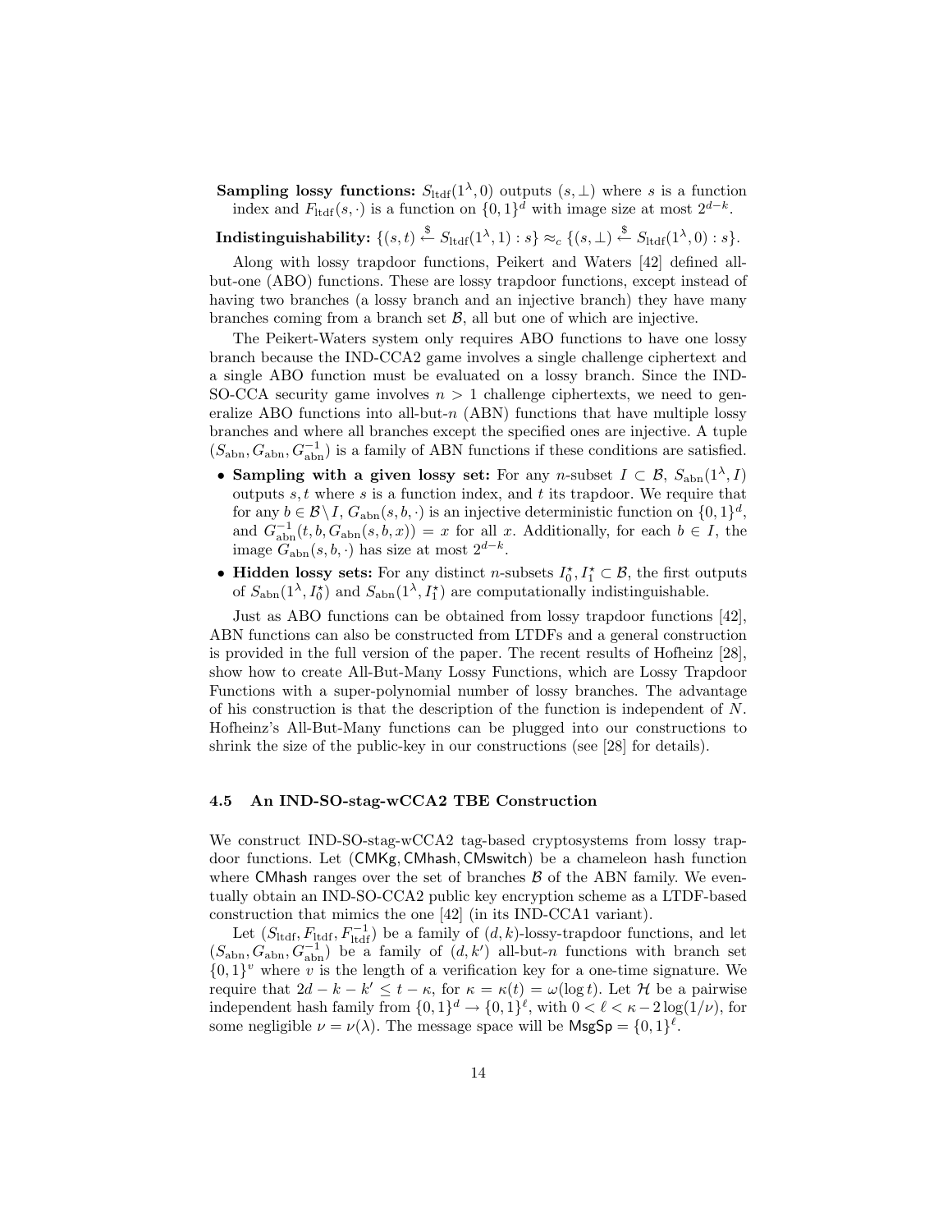**Sampling lossy functions:** $S_{\text{ltdf}}(1^\lambda, 0)$ outputs $(s, \perp)$ where $s$ is a function index and $F_{\text{ltdf}}(s, \cdot)$ is a function on $\{0,1\}^d$ with image size at most $2^{d-k}$.

**Indistinguishability:** $\{(s,t) \xleftarrow{\$} S_{\text{ltdf}}(1^\lambda, 1) : s\} \approx_c \{(s, \perp) \xleftarrow{\$} S_{\text{ltdf}}(1^\lambda, 0) : s\}$.

Along with lossy trapdoor functions, Peikert and Waters [42] defined all-but-one (ABO) functions. These are lossy trapdoor functions, except instead of having two branches (a lossy branch and an injective branch) they have many branches coming from a branch set $\mathcal{B}$, all but one of which are injective.

The Peikert-Waters system only requires ABO functions to have one lossy branch because the IND-CCA2 game involves a single challenge ciphertext and a single ABO function must be evaluated on a lossy branch. Since the IND-SO-CCA security game involves $n > 1$ challenge ciphertexts, we need to generalize ABO functions into all-but-$n$ (ABN) functions that have multiple lossy branches and where all branches except the specified ones are injective. A tuple $(S_{\text{abn}}, G_{\text{abn}}, G_{\text{abn}}^{-1})$ is a family of ABN functions if these conditions are satisfied.

- **Sampling with a given lossy set:** For any $n$-subset $I \subset \mathcal{B}$, $S_{\text{abn}}(1^\lambda, I)$ outputs $s, t$ where $s$ is a function index, and $t$ its trapdoor. We require that for any $b \in \mathcal{B} \setminus I$, $G_{\text{abn}}(s, b, \cdot)$ is an injective deterministic function on $\{0,1\}^d$, and $G_{\text{abn}}^{-1}(t, b, G_{\text{abn}}(s, b, x)) = x$ for all $x$. Additionally, for each $b \in I$, the image $G_{\text{abn}}(s, b, \cdot)$ has size at most $2^{d-k}$.
- **Hidden lossy sets:** For any distinct $n$-subsets $I_0^\star, I_1^\star \subset \mathcal{B}$, the first outputs of $S_{\text{abn}}(1^\lambda, I_0^\star)$ and $S_{\text{abn}}(1^\lambda, I_1^\star)$ are computationally indistinguishable.

Just as ABO functions can be obtained from lossy trapdoor functions [42], ABN functions can also be constructed from LTDFs and a general construction is provided in the full version of the paper. The recent results of Hofheinz [28], show how to create All-But-Many Lossy Functions, which are Lossy Trapdoor Functions with a super-polynomial number of lossy branches. The advantage of his construction is that the description of the function is independent of $N$. Hofheinz's All-But-Many functions can be plugged into our constructions to shrink the size of the public-key in our constructions (see [28] for details).

### 4.5 An IND-SO-stag-wCCA2 TBE Construction

We construct IND-SO-stag-wCCA2 tag-based cryptosystems from lossy trapdoor functions. Let (CMKg, CMhash, CMswitch) be a chameleon hash function where CMhash ranges over the set of branches $\mathcal{B}$ of the ABN family. We eventually obtain an IND-SO-CCA2 public key encryption scheme as a LTDF-based construction that mimics the one [42] (in its IND-CCA1 variant).

Let $(S_{\text{ltdf}}, F_{\text{ltdf}}, F_{\text{ltdf}}^{-1})$ be a family of $(d,k)$-lossy-trapdoor functions, and let $(S_{\text{abn}}, G_{\text{abn}}, G_{\text{abn}}^{-1})$ be a family of $(d, k')$ all-but-$n$ functions with branch set $\{0,1\}^v$ where $v$ is the length of a verification key for a one-time signature. We require that $2d - k - k' \leq t - \kappa$, for $\kappa = \kappa(t) = \omega(\log t)$. Let $\mathcal{H}$ be a pairwise independent hash family from $\{0,1\}^d \to \{0,1\}^\ell$, with $0 < \ell < \kappa - 2\log(1/\nu)$, for some negligible $\nu = \nu(\lambda)$. The message space will be $\mathsf{MsgSp} = \{0,1\}^\ell$.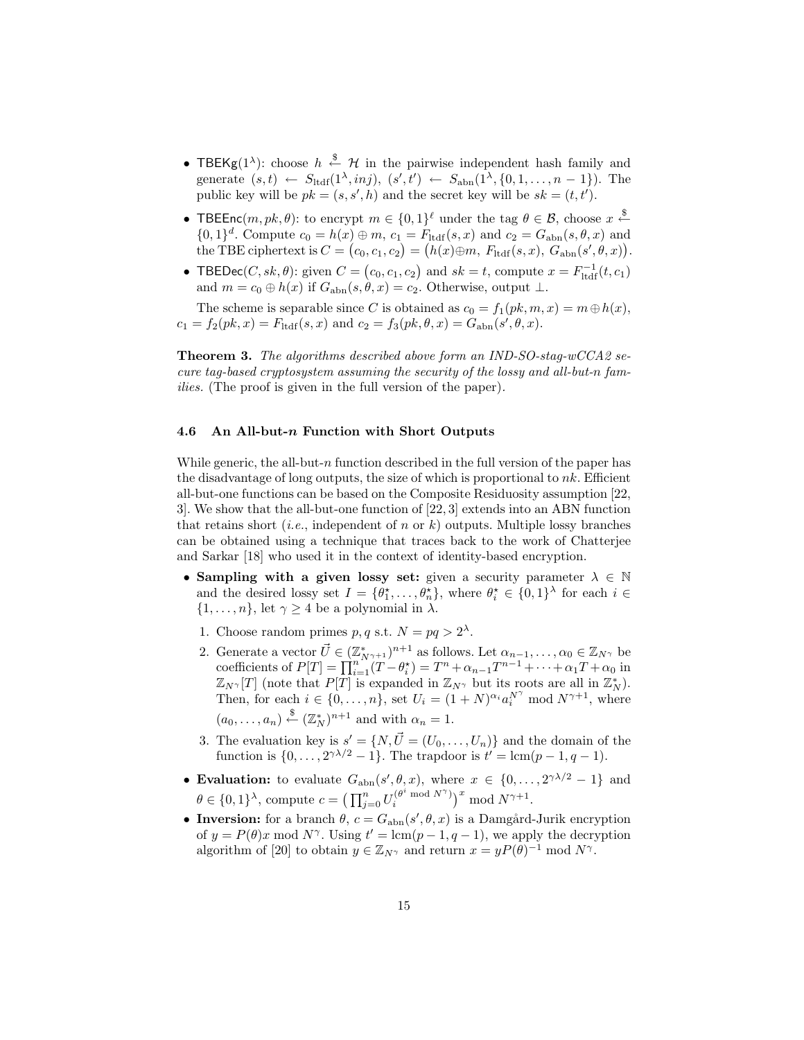- $\mathsf{TBEKg}(1^\lambda)$: choose $h \stackrel{\$}{\leftarrow} \mathcal{H}$ in the pairwise independent hash family and generate $(s,t) \leftarrow S_{\mathrm{ltdf}}(1^\lambda, inj)$, $(s',t') \leftarrow S_{\mathrm{abn}}(1^\lambda, \{0,1,\ldots,n-1\})$. The public key will be $pk = (s, s', h)$ and the secret key will be $sk = (t, t')$.
- $\mathsf{TBEEnc}(m, pk, \theta)$: to encrypt $m \in \{0,1\}^\ell$ under the tag $\theta \in \mathcal{B}$, choose $x \stackrel{\$}{\leftarrow} \{0,1\}^d$. Compute $c_0 = h(x) \oplus m$, $c_1 = F_{\mathrm{ltdf}}(s,x)$ and $c_2 = G_{\mathrm{abn}}(s,\theta,x)$ and the TBE ciphertext is $C = \big(c_0, c_1, c_2\big) = \big(h(x) \oplus m,\ F_{\mathrm{ltdf}}(s,x),\ G_{\mathrm{abn}}(s',\theta,x)\big)$.
- $\mathsf{TBEDec}(C, sk, \theta)$: given $C = \big(c_0, c_1, c_2\big)$ and $sk = t$, compute $x = F_{\mathrm{ltdf}}^{-1}(t, c_1)$ and $m = c_0 \oplus h(x)$ if $G_{\mathrm{abn}}(s,\theta,x) = c_2$. Otherwise, output $\perp$.

The scheme is separable since $C$ is obtained as $c_0 = f_1(pk, m, x) = m \oplus h(x)$, $c_1 = f_2(pk, x) = F_{\mathrm{ltdf}}(s,x)$ and $c_2 = f_3(pk, \theta, x) = G_{\mathrm{abn}}(s', \theta, x)$.

**Theorem 3.** *The algorithms described above form an IND-SO-stag-wCCA2 secure tag-based cryptosystem assuming the security of the lossy and all-but-n families.* (The proof is given in the full version of the paper).

### 4.6 An All-but-$n$ Function with Short Outputs

While generic, the all-but-$n$ function described in the full version of the paper has the disadvantage of long outputs, the size of which is proportional to $nk$. Efficient all-but-one functions can be based on the Composite Residuosity assumption [22, 3]. We show that the all-but-one function of [22, 3] extends into an ABN function that retains short (*i.e.*, independent of $n$ or $k$) outputs. Multiple lossy branches can be obtained using a technique that traces back to the work of Chatterjee and Sarkar [18] who used it in the context of identity-based encryption.

- **Sampling with a given lossy set:** given a security parameter $\lambda \in \mathbb{N}$ and the desired lossy set $I = \{\theta_1^\star, \ldots, \theta_n^\star\}$, where $\theta_i^\star \in \{0,1\}^\lambda$ for each $i \in \{1, \ldots, n\}$, let $\gamma \geq 4$ be a polynomial in $\lambda$.
  1. Choose random primes $p, q$ s.t. $N = pq > 2^\lambda$.
  2. Generate a vector $\vec{U} \in (\mathbb{Z}_{N^{\gamma+1}}^*)^{n+1}$ as follows. Let $\alpha_{n-1}, \ldots, \alpha_0 \in \mathbb{Z}_{N^\gamma}$ be coefficients of $P[T] = \prod_{i=1}^n (T - \theta_i^\star) = T^n + \alpha_{n-1}T^{n-1} + \cdots + \alpha_1 T + \alpha_0$ in $\mathbb{Z}_{N^\gamma}[T]$ (note that $P[T]$ is expanded in $\mathbb{Z}_{N^\gamma}$ but its roots are all in $\mathbb{Z}_N^*$). Then, for each $i \in \{0, \ldots, n\}$, set $U_i = (1+N)^{\alpha_i} a_i^{N^\gamma} \bmod N^{\gamma+1}$, where $(a_0, \ldots, a_n) \stackrel{\$}{\leftarrow} (\mathbb{Z}_N^*)^{n+1}$ and with $\alpha_n = 1$.
  3. The evaluation key is $s' = \{N, \vec{U} = (U_0, \ldots, U_n)\}$ and the domain of the function is $\{0, \ldots, 2^{\gamma\lambda/2} - 1\}$. The trapdoor is $t' = \mathrm{lcm}(p-1, q-1)$.
- **Evaluation:** to evaluate $G_{\mathrm{abn}}(s', \theta, x)$, where $x \in \{0, \ldots, 2^{\gamma\lambda/2} - 1\}$ and $\theta \in \{0,1\}^\lambda$, compute $c = \big(\prod_{j=0}^n U_i^{(\theta^i \bmod N^\gamma)}\big)^x \bmod N^{\gamma+1}$.
- **Inversion:** for a branch $\theta$, $c = G_{\mathrm{abn}}(s', \theta, x)$ is a Damgård-Jurik encryption of $y = P(\theta)x \bmod N^\gamma$. Using $t' = \mathrm{lcm}(p-1, q-1)$, we apply the decryption algorithm of [20] to obtain $y \in \mathbb{Z}_{N^\gamma}$ and return $x = yP(\theta)^{-1} \bmod N^\gamma$.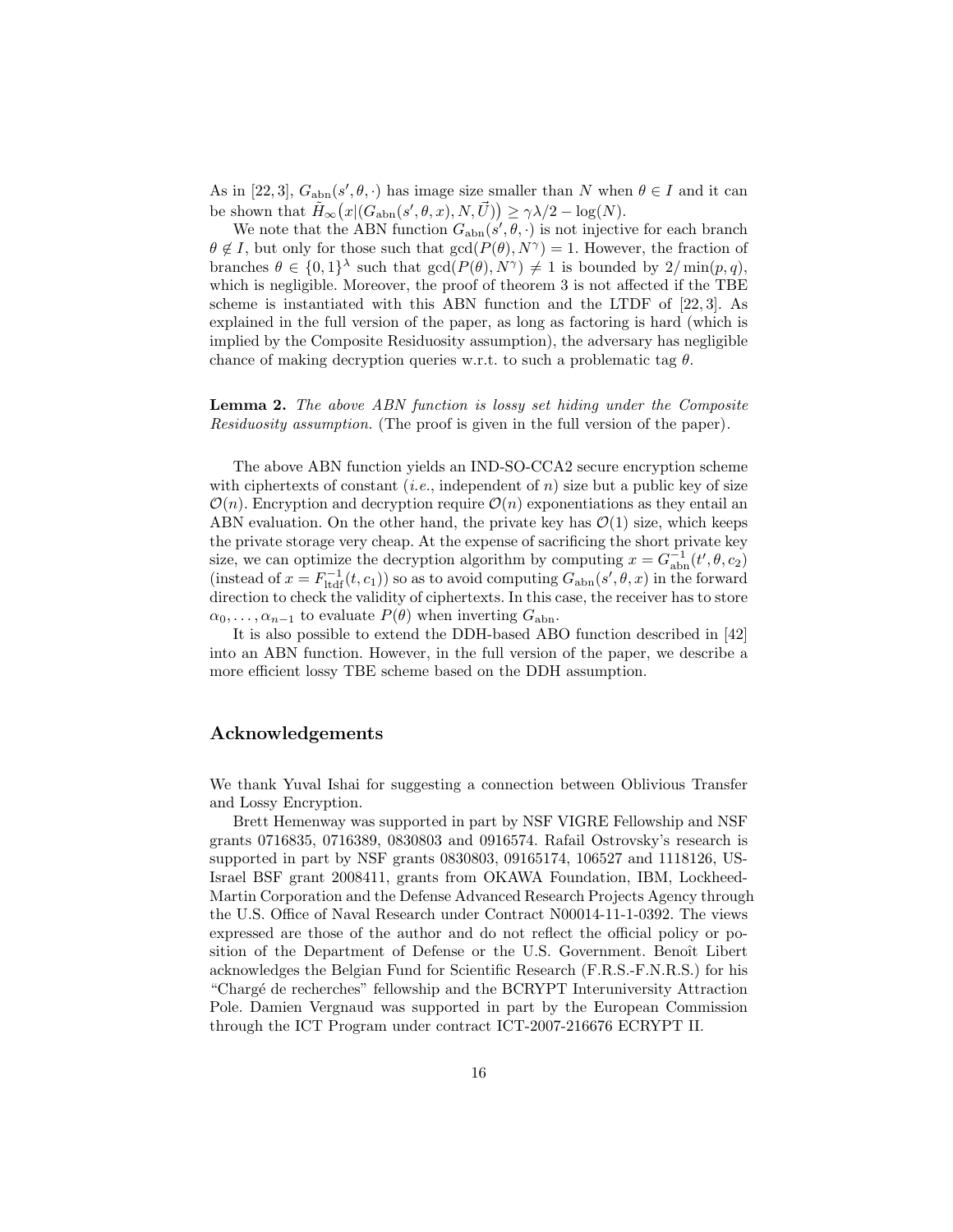As in [22, 3], $G_{\text{abn}}(s', \theta, \cdot)$ has image size smaller than $N$ when $\theta \in I$ and it can be shown that $\tilde{H}_\infty\big(x|(G_{\text{abn}}(s', \theta, x), N, \vec{U})\big) \geq \gamma\lambda/2 - \log(N)$.

We note that the ABN function $G_{\text{abn}}(s', \theta, \cdot)$ is not injective for each branch $\theta \notin I$, but only for those such that $\gcd(P(\theta), N^\gamma) = 1$. However, the fraction of branches $\theta \in \{0, 1\}^\lambda$ such that $\gcd(P(\theta), N^\gamma) \neq 1$ is bounded by $2/\min(p, q)$, which is negligible. Moreover, the proof of theorem 3 is not affected if the TBE scheme is instantiated with this ABN function and the LTDF of [22, 3]. As explained in the full version of the paper, as long as factoring is hard (which is implied by the Composite Residuosity assumption), the adversary has negligible chance of making decryption queries w.r.t. to such a problematic tag $\theta$.

**Lemma 2.** *The above ABN function is lossy set hiding under the Composite Residuosity assumption.* (The proof is given in the full version of the paper).

The above ABN function yields an IND-SO-CCA2 secure encryption scheme with ciphertexts of constant (*i.e.*, independent of $n$) size but a public key of size $\mathcal{O}(n)$. Encryption and decryption require $\mathcal{O}(n)$ exponentiations as they entail an ABN evaluation. On the other hand, the private key has $\mathcal{O}(1)$ size, which keeps the private storage very cheap. At the expense of sacrificing the short private key size, we can optimize the decryption algorithm by computing $x = G_{\text{abn}}^{-1}(t', \theta, c_2)$ (instead of $x = F_{\text{ltdf}}^{-1}(t, c_1)$) so as to avoid computing $G_{\text{abn}}(s', \theta, x)$ in the forward direction to check the validity of ciphertexts. In this case, the receiver has to store $\alpha_0, \ldots, \alpha_{n-1}$ to evaluate $P(\theta)$ when inverting $G_{\text{abn}}$.

It is also possible to extend the DDH-based ABO function described in [42] into an ABN function. However, in the full version of the paper, we describe a more efficient lossy TBE scheme based on the DDH assumption.

## Acknowledgements

We thank Yuval Ishai for suggesting a connection between Oblivious Transfer and Lossy Encryption.

Brett Hemenway was supported in part by NSF VIGRE Fellowship and NSF grants 0716835, 0716389, 0830803 and 0916574. Rafail Ostrovsky's research is supported in part by NSF grants 0830803, 09165174, 106527 and 1118126, US-Israel BSF grant 2008411, grants from OKAWA Foundation, IBM, Lockheed-Martin Corporation and the Defense Advanced Research Projects Agency through the U.S. Office of Naval Research under Contract N00014-11-1-0392. The views expressed are those of the author and do not reflect the official policy or position of the Department of Defense or the U.S. Government. Benoît Libert acknowledges the Belgian Fund for Scientific Research (F.R.S.-F.N.R.S.) for his "Chargé de recherches" fellowship and the BCRYPT Interuniversity Attraction Pole. Damien Vergnaud was supported in part by the European Commission through the ICT Program under contract ICT-2007-216676 ECRYPT II.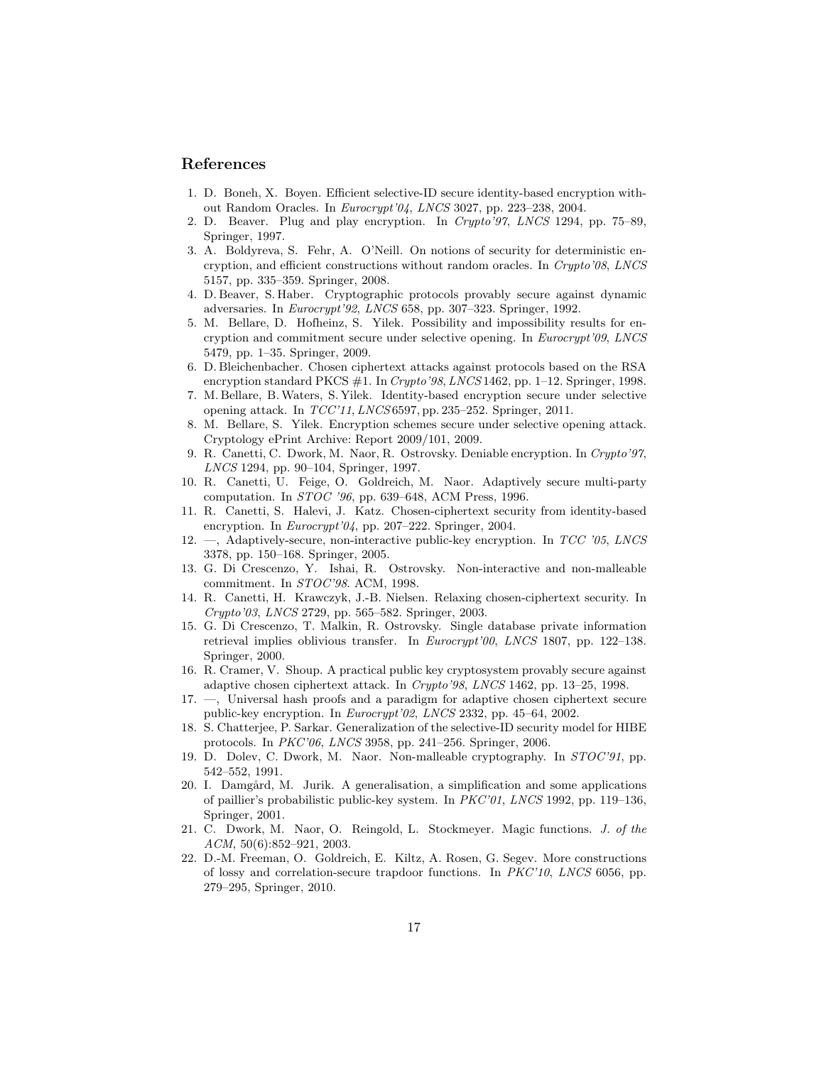## References

1. D. Boneh, X. Boyen. Efficient selective-ID secure identity-based encryption without Random Oracles. In *Eurocrypt'04*, *LNCS* 3027, pp. 223–238, 2004.
2. D. Beaver. Plug and play encryption. In *Crypto'97*, *LNCS* 1294, pp. 75–89, Springer, 1997.
3. A. Boldyreva, S. Fehr, A. O'Neill. On notions of security for deterministic encryption, and efficient constructions without random oracles. In *Crypto'08*, *LNCS* 5157, pp. 335–359. Springer, 2008.
4. D. Beaver, S. Haber. Cryptographic protocols provably secure against dynamic adversaries. In *Eurocrypt'92*, *LNCS* 658, pp. 307–323. Springer, 1992.
5. M. Bellare, D. Hofheinz, S. Yilek. Possibility and impossibility results for encryption and commitment secure under selective opening. In *Eurocrypt'09*, *LNCS* 5479, pp. 1–35. Springer, 2009.
6. D. Bleichenbacher. Chosen ciphertext attacks against protocols based on the RSA encryption standard PKCS #1. In *Crypto'98*, *LNCS* 1462, pp. 1–12. Springer, 1998.
7. M. Bellare, B. Waters, S. Yilek. Identity-based encryption secure under selective opening attack. In *TCC'11*, *LNCS* 6597, pp. 235–252. Springer, 2011.
8. M. Bellare, S. Yilek. Encryption schemes secure under selective opening attack. Cryptology ePrint Archive: Report 2009/101, 2009.
9. R. Canetti, C. Dwork, M. Naor, R. Ostrovsky. Deniable encryption. In *Crypto'97*, *LNCS* 1294, pp. 90–104, Springer, 1997.
10. R. Canetti, U. Feige, O. Goldreich, M. Naor. Adaptively secure multi-party computation. In *STOC '96*, pp. 639–648, ACM Press, 1996.
11. R. Canetti, S. Halevi, J. Katz. Chosen-ciphertext security from identity-based encryption. In *Eurocrypt'04*, pp. 207–222. Springer, 2004.
12. —, Adaptively-secure, non-interactive public-key encryption. In *TCC '05*, *LNCS* 3378, pp. 150–168. Springer, 2005.
13. G. Di Crescenzo, Y. Ishai, R. Ostrovsky. Non-interactive and non-malleable commitment. In *STOC'98*. ACM, 1998.
14. R. Canetti, H. Krawczyk, J.-B. Nielsen. Relaxing chosen-ciphertext security. In *Crypto'03*, *LNCS* 2729, pp. 565–582. Springer, 2003.
15. G. Di Crescenzo, T. Malkin, R. Ostrovsky. Single database private information retrieval implies oblivious transfer. In *Eurocrypt'00*, *LNCS* 1807, pp. 122–138. Springer, 2000.
16. R. Cramer, V. Shoup. A practical public key cryptosystem provably secure against adaptive chosen ciphertext attack. In *Crypto'98*, *LNCS* 1462, pp. 13–25, 1998.
17. —, Universal hash proofs and a paradigm for adaptive chosen ciphertext secure public-key encryption. In *Eurocrypt'02*, *LNCS* 2332, pp. 45–64, 2002.
18. S. Chatterjee, P. Sarkar. Generalization of the selective-ID security model for HIBE protocols. In *PKC'06*, *LNCS* 3958, pp. 241–256. Springer, 2006.
19. D. Dolev, C. Dwork, M. Naor. Non-malleable cryptography. In *STOC'91*, pp. 542–552, 1991.
20. I. Damgård, M. Jurik. A generalisation, a simplification and some applications of paillier's probabilistic public-key system. In *PKC'01*, *LNCS* 1992, pp. 119–136, Springer, 2001.
21. C. Dwork, M. Naor, O. Reingold, L. Stockmeyer. Magic functions. *J. of the ACM*, 50(6):852–921, 2003.
22. D.-M. Freeman, O. Goldreich, E. Kiltz, A. Rosen, G. Segev. More constructions of lossy and correlation-secure trapdoor functions. In *PKC'10*, *LNCS* 6056, pp. 279–295, Springer, 2010.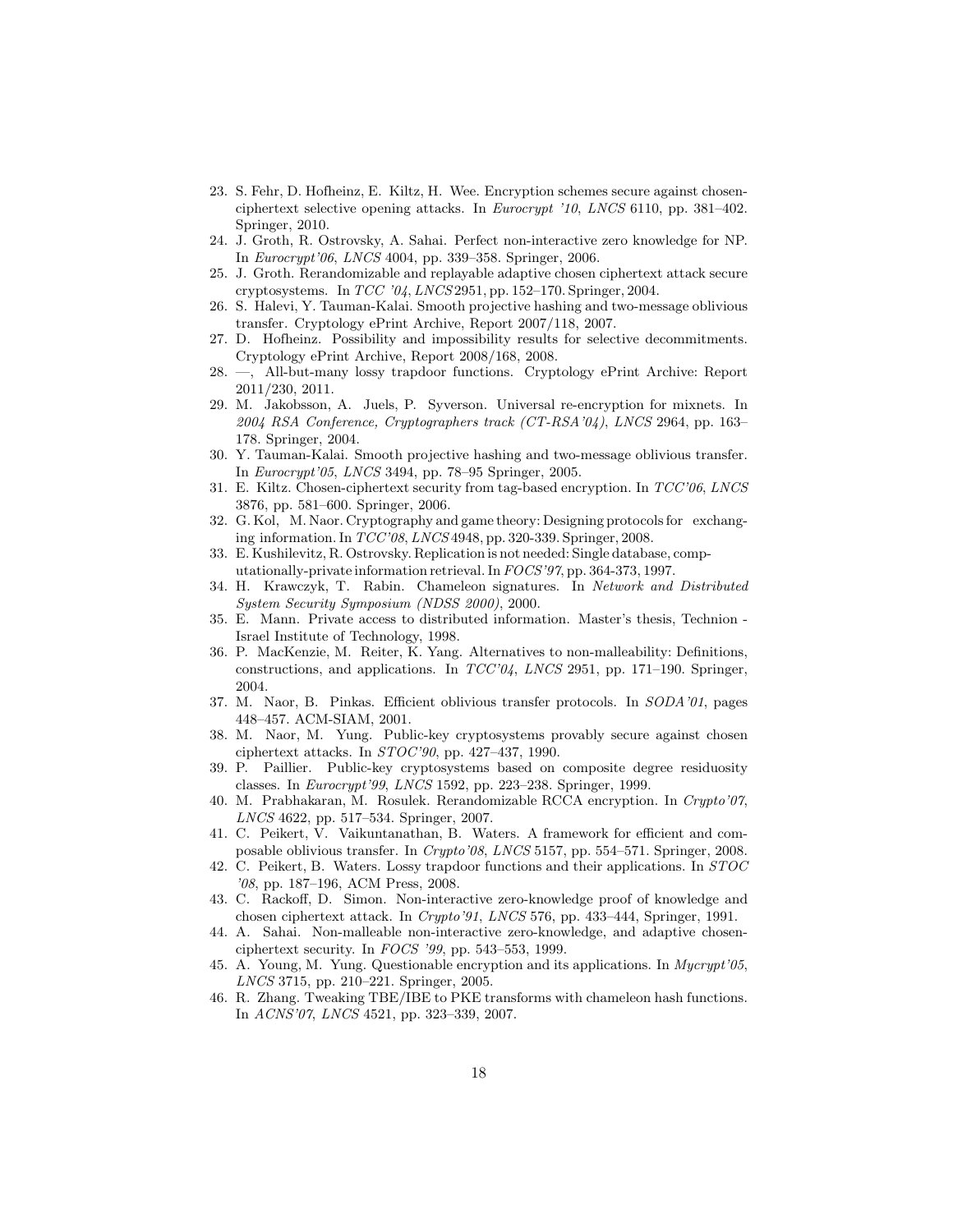23. S. Fehr, D. Hofheinz, E. Kiltz, H. Wee. Encryption schemes secure against chosen-ciphertext selective opening attacks. In *Eurocrypt '10*, *LNCS* 6110, pp. 381–402. Springer, 2010.
24. J. Groth, R. Ostrovsky, A. Sahai. Perfect non-interactive zero knowledge for NP. In *Eurocrypt'06*, *LNCS* 4004, pp. 339–358. Springer, 2006.
25. J. Groth. Rerandomizable and replayable adaptive chosen ciphertext attack secure cryptosystems. In *TCC '04*, *LNCS* 2951, pp. 152–170. Springer, 2004.
26. S. Halevi, Y. Tauman-Kalai. Smooth projective hashing and two-message oblivious transfer. Cryptology ePrint Archive, Report 2007/118, 2007.
27. D. Hofheinz. Possibility and impossibility results for selective decommitments. Cryptology ePrint Archive, Report 2008/168, 2008.
28. —, All-but-many lossy trapdoor functions. Cryptology ePrint Archive: Report 2011/230, 2011.
29. M. Jakobsson, A. Juels, P. Syverson. Universal re-encryption for mixnets. In *2004 RSA Conference, Cryptographers track (CT-RSA'04)*, *LNCS* 2964, pp. 163–178. Springer, 2004.
30. Y. Tauman-Kalai. Smooth projective hashing and two-message oblivious transfer. In *Eurocrypt'05*, *LNCS* 3494, pp. 78–95 Springer, 2005.
31. E. Kiltz. Chosen-ciphertext security from tag-based encryption. In *TCC'06*, *LNCS* 3876, pp. 581–600. Springer, 2006.
32. G. Kol, M. Naor. Cryptography and game theory: Designing protocols for exchanging information. In *TCC'08*, *LNCS* 4948, pp. 320-339. Springer, 2008.
33. E. Kushilevitz, R. Ostrovsky. Replication is not needed: Single database, computationally-private information retrieval. In *FOCS'97*, pp. 364-373, 1997.
34. H. Krawczyk, T. Rabin. Chameleon signatures. In *Network and Distributed System Security Symposium (NDSS 2000)*, 2000.
35. E. Mann. Private access to distributed information. Master's thesis, Technion - Israel Institute of Technology, 1998.
36. P. MacKenzie, M. Reiter, K. Yang. Alternatives to non-malleability: Definitions, constructions, and applications. In *TCC'04*, *LNCS* 2951, pp. 171–190. Springer, 2004.
37. M. Naor, B. Pinkas. Efficient oblivious transfer protocols. In *SODA'01*, pages 448–457. ACM-SIAM, 2001.
38. M. Naor, M. Yung. Public-key cryptosystems provably secure against chosen ciphertext attacks. In *STOC'90*, pp. 427–437, 1990.
39. P. Paillier. Public-key cryptosystems based on composite degree residuosity classes. In *Eurocrypt'99*, *LNCS* 1592, pp. 223–238. Springer, 1999.
40. M. Prabhakaran, M. Rosulek. Rerandomizable RCCA encryption. In *Crypto'07*, *LNCS* 4622, pp. 517–534. Springer, 2007.
41. C. Peikert, V. Vaikuntanathan, B. Waters. A framework for efficient and composable oblivious transfer. In *Crypto'08*, *LNCS* 5157, pp. 554–571. Springer, 2008.
42. C. Peikert, B. Waters. Lossy trapdoor functions and their applications. In *STOC '08*, pp. 187–196, ACM Press, 2008.
43. C. Rackoff, D. Simon. Non-interactive zero-knowledge proof of knowledge and chosen ciphertext attack. In *Crypto'91*, *LNCS* 576, pp. 433–444, Springer, 1991.
44. A. Sahai. Non-malleable non-interactive zero-knowledge, and adaptive chosen-ciphertext security. In *FOCS '99*, pp. 543–553, 1999.
45. A. Young, M. Yung. Questionable encryption and its applications. In *Mycrypt'05*, *LNCS* 3715, pp. 210–221. Springer, 2005.
46. R. Zhang. Tweaking TBE/IBE to PKE transforms with chameleon hash functions. In *ACNS'07*, *LNCS* 4521, pp. 323–339, 2007.